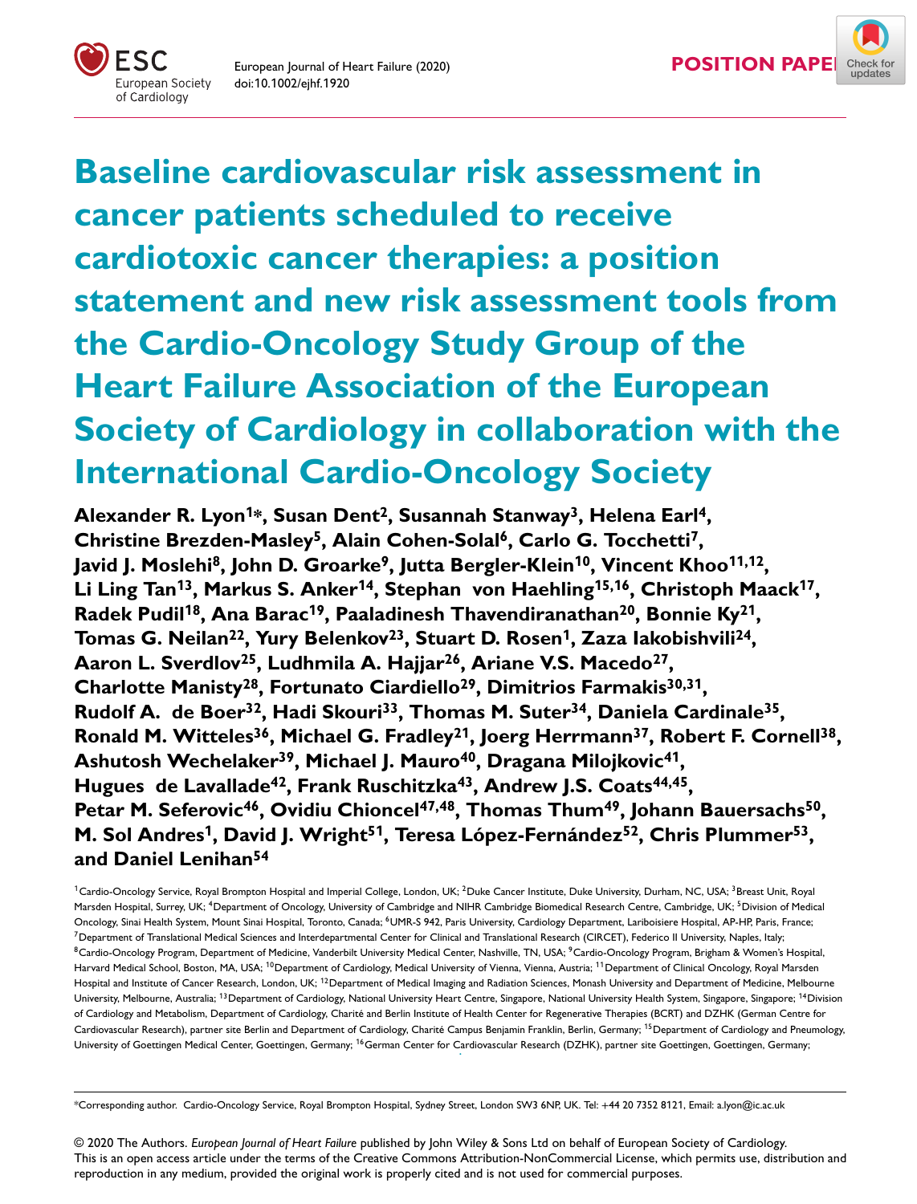POSITION PAPER

# Baseline cardiovascular risk assessment in cancer patients scheduled to receive cardiotoxic cancer therapies: a position statement and new risk assessment tools from the Cardio-Oncology Study Group of the Heart Failure Association of the European Society of Cardiology in collaboration with the International Cardio-Oncology Society

**Alexander R. Lyon[1]*, Susan Dent[2], Susannah Stanway[3], Helena Earl[4], Christine Brezden-Masley[5], Alain Cohen-Solal[6], Carlo G. Tocchetti[7], Javid J. Moslehi[8], John D. Groarke[9], Jutta Bergler-Klein[10], Vincent Khoo[11,12], Li Ling Tan[13], Markus S. Anker[14], Stephan von Haehling[15,16], Christoph Maack[17], Radek Pudil[18], Ana Barac[19], Paaladinesh Thavendiranathan[20], Bonnie Ky[21], Tomas G. Neilan[22], Yury Belenkov[23], Stuart D. Rosen[1], Zaza Iakobishvili[24], Aaron L. Sverdlov[25], Ludhmila A. Hajjar[26], Ariane V.S. Macedo[27], Charlotte Manisty[28], Fortunato Ciardiello[29], Dimitrios Farmakis[30,31], Rudolf A. de Boer[32], Hadi Skouri[33], Thomas M. Suter[34], Daniela Cardinale[35], Ronald M. Witteles[36], Michael G. Fradley[21], Joerg Herrmann[37], Robert F. Cornell[38], Ashutosh Wechelaker[39], Michael J. Mauro[40], Dragana Milojkovic[41], Hugues de Lavallade[42], Frank Ruschitzka[43], Andrew J.S. Coats[44,45], Petar M. Seferovic[46], Ovidiu Chioncel[47,48], Thomas Thum[49], Johann Bauersachs[50], M. Sol Andres[1], David J. Wright[51], Teresa López-Fernández[52], Chris Plummer[53], and Daniel Lenihan[54]**

[1]Cardio-Oncology Service, Royal Brompton Hospital and Imperial College, London, UK; [2]Duke Cancer Institute, Duke University, Durham, NC, USA; [3]Breast Unit, Royal Marsden Hospital, Surrey, UK; [4]Department of Oncology, University of Cambridge and NIHR Cambridge Biomedical Research Centre, Cambridge, UK; [5]Division of Medical Oncology, Sinai Health System, Mount Sinai Hospital, Toronto, Canada; [6]UMR-S 942, Paris University, Cardiology Department, Lariboisiere Hospital, AP-HP, Paris, France; [7]Department of Translational Medical Sciences and Interdepartmental Center for Clinical and Translational Research (CIRCET), Federico II University, Naples, Italy; [8]Cardio-Oncology Program, Department of Medicine, Vanderbilt University Medical Center, Nashville, TN, USA; [9]Cardio-Oncology Program, Brigham & Women's Hospital, Harvard Medical School, Boston, MA, USA; [10]Department of Cardiology, Medical University of Vienna, Vienna, Austria; [11]Department of Clinical Oncology, Royal Marsden Hospital and Institute of Cancer Research, London, UK; [12]Department of Medical Imaging and Radiation Sciences, Monash University and Department of Medicine, Melbourne University, Melbourne, Australia; [13]Department of Cardiology, National University Heart Centre, Singapore, National University Health System, Singapore, Singapore; [14]Division of Cardiology and Metabolism, Department of Cardiology, Charité and Berlin Institute of Health Center for Regenerative Therapies (BCRT) and DZHK (German Centre for Cardiovascular Research), partner site Berlin and Department of Cardiology, Charité Campus Benjamin Franklin, Berlin, Germany; [15]Department of Cardiology and Pneumology, University of Goettingen Medical Center, Goettingen, Germany; [16]German Center for Cardiovascular Research (DZHK), partner site Goettingen, Goettingen, Germany;

*Corresponding author. Cardio-Oncology Service, Royal Brompton Hospital, Sydney Street, London SW3 6NP, UK. Tel: +44 20 7352 8121, Email: a.lyon@ic.ac.uk

© 2020 The Authors. *European Journal of Heart Failure* published by John Wiley & Sons Ltd on behalf of European Society of Cardiology. This is an open access article under the terms of the Creative Commons Attribution-NonCommercial License, which permits use, distribution and reproduction in any medium, provided the original work is properly cited and is not used for commercial purposes.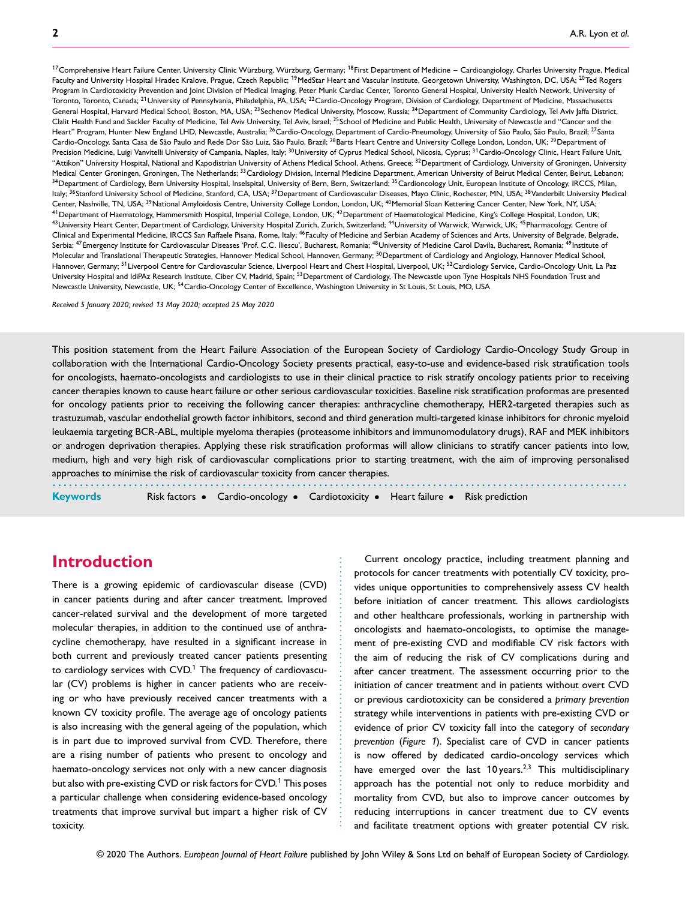[17]Comprehensive Heart Failure Center, University Clinic Würzburg, Würzburg, Germany; [18]First Department of Medicine – Cardioangiology, Charles University Prague, Medical Faculty and University Hospital Hradec Kralove, Prague, Czech Republic; [19]MedStar Heart and Vascular Institute, Georgetown University, Washington, DC, USA; [20]Ted Rogers Program in Cardiotoxicity Prevention and Joint Division of Medical Imaging, Peter Munk Cardiac Center, Toronto General Hospital, University Health Network, University of Toronto, Toronto, Canada; [21]University of Pennsylvania, Philadelphia, PA, USA; [22]Cardio-Oncology Program, Division of Cardiology, Department of Medicine, Massachusetts General Hospital, Harvard Medical School, Boston, MA, USA; [23]Sechenov Medical University, Moscow, Russia; [24]Department of Community Cardiology, Tel Aviv Jaffa District, Clalit Health Fund and Sackler Faculty of Medicine, Tel Aviv University, Tel Aviv, Israel; [25]School of Medicine and Public Health, University of Newcastle and "Cancer and the Heart" Program, Hunter New England LHD, Newcastle, Australia; [26]Cardio-Oncology, Department of Cardio-Pneumology, University of São Paulo, São Paulo, Brazil; [27]Santa Cardio-Oncology, Santa Casa de São Paulo and Rede Dor São Luiz, São Paulo, Brazil; [28]Barts Heart Centre and University College London, London, UK; [29]Department of Precision Medicine, Luigi Vanvitelli University of Campania, Naples, Italy; [30]University of Cyprus Medical School, Nicosia, Cyprus; [31]Cardio-Oncology Clinic, Heart Failure Unit, "Attikon" University Hospital, National and Kapodistrian University of Athens Medical School, Athens, Greece; [32]Department of Cardiology, University of Groningen, University Medical Center Groningen, Groningen, The Netherlands; [33]Cardiology Division, Internal Medicine Department, American University of Beirut Medical Center, Beirut, Lebanon; [34]Department of Cardiology, Bern University Hospital, Inselspital, University of Bern, Bern, Switzerland; [35]Cardioncology Unit, European Institute of Oncology, IRCCS, Milan, Italy; [36]Stanford University School of Medicine, Stanford, CA, USA; [37]Department of Cardiovascular Diseases, Mayo Clinic, Rochester, MN, USA; [38]Vanderbilt University Medical Center, Nashville, TN, USA; [39]National Amyloidosis Centre, University College London, London, UK; [40]Memorial Sloan Kettering Cancer Center, New York, NY, USA; [41]Department of Haematology, Hammersmith Hospital, Imperial College, London, UK; [42]Department of Haematological Medicine, King's College Hospital, London, UK; [43]University Heart Center, Department of Cardiology, University Hospital Zurich, Zurich, Switzerland; [44]University of Warwick, Warwick, UK; [45]Pharmacology, Centre of Clinical and Experimental Medicine, IRCCS San Raffaele Pisana, Rome, Italy; [46]Faculty of Medicine and Serbian Academy of Sciences and Arts, University of Belgrade, Belgrade, Serbia; [47]Emergency Institute for Cardiovascular Diseases 'Prof. C.C. Iliescu', Bucharest, Romania; [48]University of Medicine Carol Davila, Bucharest, Romania; [49]Institute of Molecular and Translational Therapeutic Strategies, Hannover Medical School, Hannover, Germany; [50]Department of Cardiology and Angiology, Hannover Medical School, Hannover, Germany; [51]Liverpool Centre for Cardiovascular Science, Liverpool Heart and Chest Hospital, Liverpool, UK; [52]Cardiology Service, Cardio-Oncology Unit, La Paz University Hospital and IdiPAz Research Institute, Ciber CV, Madrid, Spain; [53]Department of Cardiology, The Newcastle upon Tyne Hospitals NHS Foundation Trust and Newcastle University, Newcastle, UK; [54]Cardio-Oncology Center of Excellence, Washington University in St Louis, St Louis, MO, USA

*Received 5 January 2020; revised 13 May 2020; accepted 25 May 2020*

This position statement from the Heart Failure Association of the European Society of Cardiology Cardio-Oncology Study Group in collaboration with the International Cardio-Oncology Society presents practical, easy-to-use and evidence-based risk stratification tools for oncologists, haemato-oncologists and cardiologists to use in their clinical practice to risk stratify oncology patients prior to receiving cancer therapies known to cause heart failure or other serious cardiovascular toxicities. Baseline risk stratification proformas are presented for oncology patients prior to receiving the following cancer therapies: anthracycline chemotherapy, HER2-targeted therapies such as trastuzumab, vascular endothelial growth factor inhibitors, second and third generation multi-targeted kinase inhibitors for chronic myeloid leukaemia targeting BCR-ABL, multiple myeloma therapies (proteasome inhibitors and immunomodulatory drugs), RAF and MEK inhibitors or androgen deprivation therapies. Applying these risk stratification proformas will allow clinicians to stratify cancer patients into low, medium, high and very high risk of cardiovascular complications prior to starting treatment, with the aim of improving personalised approaches to minimise the risk of cardiovascular toxicity from cancer therapies.

**Keywords** Risk factors • Cardio-oncology • Cardiotoxicity • Heart failure • Risk prediction

## Introduction

There is a growing epidemic of cardiovascular disease (CVD) in cancer patients during and after cancer treatment. Improved cancer-related survival and the development of more targeted molecular therapies, in addition to the continued use of anthracycline chemotherapy, have resulted in a significant increase in both current and previously treated cancer patients presenting to cardiology services with CVD.[1] The frequency of cardiovascular (CV) problems is higher in cancer patients who are receiving or who have previously received cancer treatments with a known CV toxicity profile. The average age of oncology patients is also increasing with the general ageing of the population, which is in part due to improved survival from CVD. Therefore, there are a rising number of patients who present to oncology and haemato-oncology services not only with a new cancer diagnosis but also with pre-existing CVD or risk factors for CVD.[1] This poses a particular challenge when considering evidence-based oncology treatments that improve survival but impart a higher risk of CV toxicity.

Current oncology practice, including treatment planning and protocols for cancer treatments with potentially CV toxicity, provides unique opportunities to comprehensively assess CV health before initiation of cancer treatment. This allows cardiologists and other healthcare professionals, working in partnership with oncologists and haemato-oncologists, to optimise the management of pre-existing CVD and modifiable CV risk factors with the aim of reducing the risk of CV complications during and after cancer treatment. The assessment occurring prior to the initiation of cancer treatment and in patients without overt CVD or previous cardiotoxicity can be considered a *primary prevention* strategy while interventions in patients with pre-existing CVD or evidence of prior CV toxicity fall into the category of *secondary prevention* (*Figure 1*). Specialist care of CVD in cancer patients is now offered by dedicated cardio-oncology services which have emerged over the last 10 years.[2,3] This multidisciplinary approach has the potential not only to reduce morbidity and mortality from CVD, but also to improve cancer outcomes by reducing interruptions in cancer treatment due to CV events and facilitate treatment options with greater potential CV risk.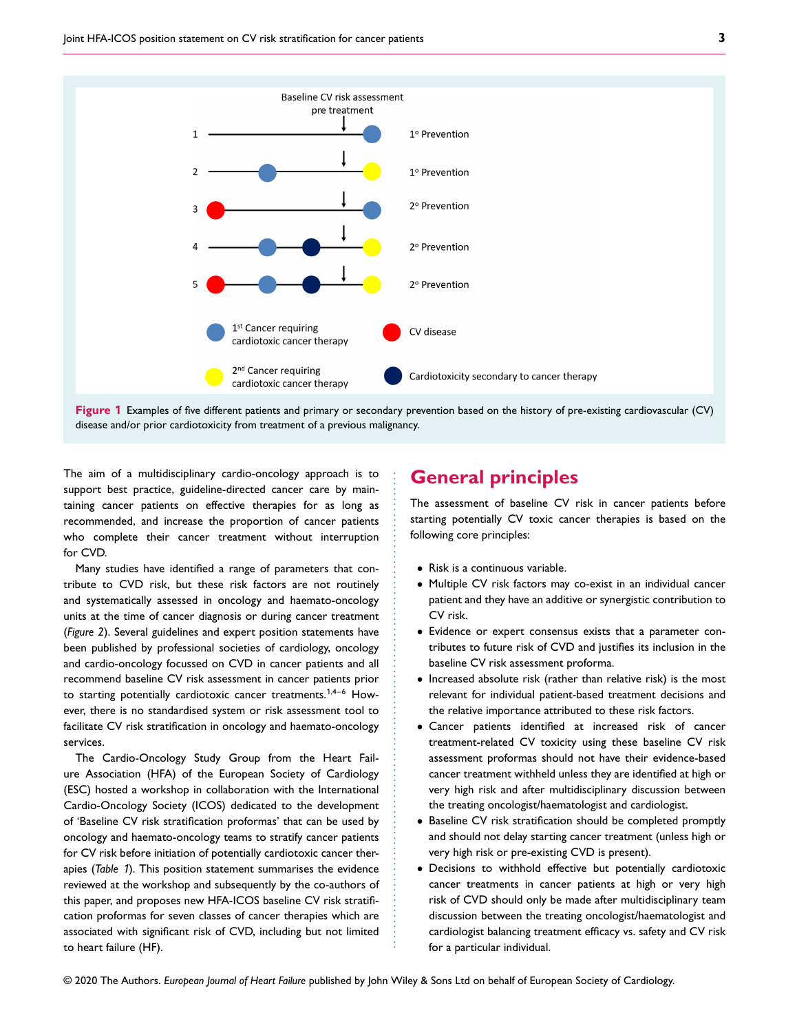Figure 1 Examples of five different patients and primary or secondary prevention based on the history of pre-existing cardiovascular (CV) disease and/or prior cardiotoxicity from treatment of a previous malignancy.

The aim of a multidisciplinary cardio-oncology approach is to support best practice, guideline-directed cancer care by maintaining cancer patients on effective therapies for as long as recommended, and increase the proportion of cancer patients who complete their cancer treatment without interruption for CVD.

Many studies have identified a range of parameters that contribute to CVD risk, but these risk factors are not routinely and systematically assessed in oncology and haemato-oncology units at the time of cancer diagnosis or during cancer treatment (*Figure 2*). Several guidelines and expert position statements have been published by professional societies of cardiology, oncology and cardio-oncology focussed on CVD in cancer patients and all recommend baseline CV risk assessment in cancer patients prior to starting potentially cardiotoxic cancer treatments.[1,4–6] However, there is no standardised system or risk assessment tool to facilitate CV risk stratification in oncology and haemato-oncology services.

The Cardio-Oncology Study Group from the Heart Failure Association (HFA) of the European Society of Cardiology (ESC) hosted a workshop in collaboration with the International Cardio-Oncology Society (ICOS) dedicated to the development of 'Baseline CV risk stratification proformas' that can be used by oncology and haemato-oncology teams to stratify cancer patients for CV risk before initiation of potentially cardiotoxic cancer therapies (*Table 1*). This position statement summarises the evidence reviewed at the workshop and subsequently by the co-authors of this paper, and proposes new HFA-ICOS baseline CV risk stratification proformas for seven classes of cancer therapies which are associated with significant risk of CVD, including but not limited to heart failure (HF).

## General principles

The assessment of baseline CV risk in cancer patients before starting potentially CV toxic cancer therapies is based on the following core principles:

- Risk is a continuous variable.
- Multiple CV risk factors may co-exist in an individual cancer patient and they have an additive or synergistic contribution to CV risk.
- Evidence or expert consensus exists that a parameter contributes to future risk of CVD and justifies its inclusion in the baseline CV risk assessment proforma.
- Increased absolute risk (rather than relative risk) is the most relevant for individual patient-based treatment decisions and the relative importance attributed to these risk factors.
- Cancer patients identified at increased risk of cancer treatment-related CV toxicity using these baseline CV risk assessment proformas should not have their evidence-based cancer treatment withheld unless they are identified at high or very high risk and after multidisciplinary discussion between the treating oncologist/haematologist and cardiologist.
- Baseline CV risk stratification should be completed promptly and should not delay starting cancer treatment (unless high or very high risk or pre-existing CVD is present).
- Decisions to withhold effective but potentially cardiotoxic cancer treatments in cancer patients at high or very high risk of CVD should only be made after multidisciplinary team discussion between the treating oncologist/haematologist and cardiologist balancing treatment efficacy vs. safety and CV risk for a particular individual.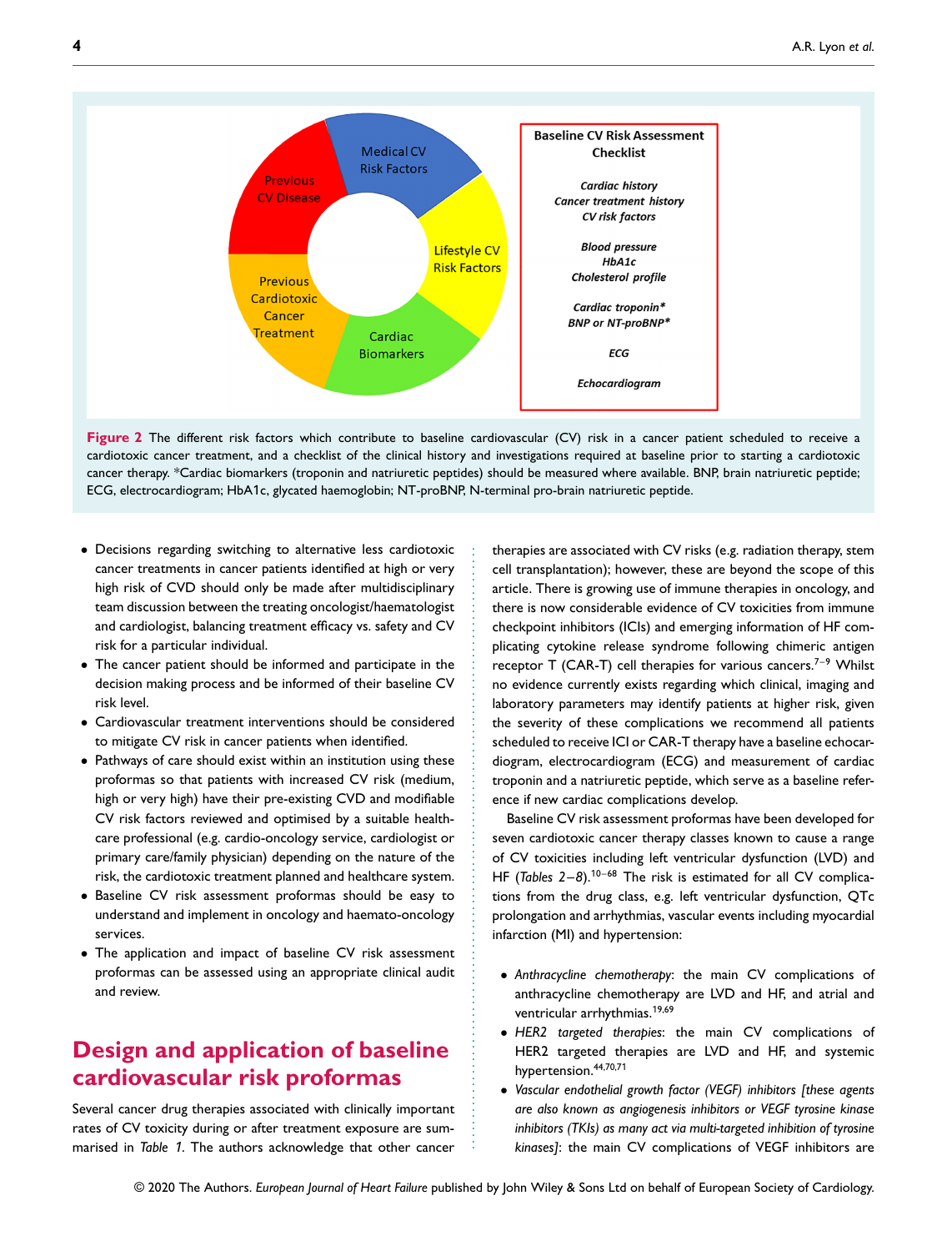**Baseline CV Risk Assessment Checklist**

*Cardiac history*
*Cancer treatment history*
*CV risk factors*

*Blood pressure*
*HbA1c*
*Cholesterol profile*

*Cardiac troponin**
*BNP or NT-proBNP**

*ECG*

*Echocardiogram*

**Figure 2** The different risk factors which contribute to baseline cardiovascular (CV) risk in a cancer patient scheduled to receive a cardiotoxic cancer treatment, and a checklist of the clinical history and investigations required at baseline prior to starting a cardiotoxic cancer therapy. *Cardiac biomarkers (troponin and natriuretic peptides) should be measured where available. BNP, brain natriuretic peptide; ECG, electrocardiogram; HbA1c, glycated haemoglobin; NT-proBNP, N-terminal pro-brain natriuretic peptide.

- Decisions regarding switching to alternative less cardiotoxic cancer treatments in cancer patients identified at high or very high risk of CVD should only be made after multidisciplinary team discussion between the treating oncologist/haematologist and cardiologist, balancing treatment efficacy vs. safety and CV risk for a particular individual.
- The cancer patient should be informed and participate in the decision making process and be informed of their baseline CV risk level.
- Cardiovascular treatment interventions should be considered to mitigate CV risk in cancer patients when identified.
- Pathways of care should exist within an institution using these proformas so that patients with increased CV risk (medium, high or very high) have their pre-existing CVD and modifiable CV risk factors reviewed and optimised by a suitable healthcare professional (e.g. cardio-oncology service, cardiologist or primary care/family physician) depending on the nature of the risk, the cardiotoxic treatment planned and healthcare system.
- Baseline CV risk assessment proformas should be easy to understand and implement in oncology and haemato-oncology services.
- The application and impact of baseline CV risk assessment proformas can be assessed using an appropriate clinical audit and review.

# Design and application of baseline cardiovascular risk proformas

Several cancer drug therapies associated with clinically important rates of CV toxicity during or after treatment exposure are summarised in *Table 1*. The authors acknowledge that other cancer therapies are associated with CV risks (e.g. radiation therapy, stem cell transplantation); however, these are beyond the scope of this article. There is growing use of immune therapies in oncology, and there is now considerable evidence of CV toxicities from immune checkpoint inhibitors (ICIs) and emerging information of HF complicating cytokine release syndrome following chimeric antigen receptor T (CAR-T) cell therapies for various cancers.[7–9] Whilst no evidence currently exists regarding which clinical, imaging and laboratory parameters may identify patients at higher risk, given the severity of these complications we recommend all patients scheduled to receive ICI or CAR-T therapy have a baseline echocardiogram, electrocardiogram (ECG) and measurement of cardiac troponin and a natriuretic peptide, which serve as a baseline reference if new cardiac complications develop.

Baseline CV risk assessment proformas have been developed for seven cardiotoxic cancer therapy classes known to cause a range of CV toxicities including left ventricular dysfunction (LVD) and HF (*Tables 2–8*).[10–68] The risk is estimated for all CV complications from the drug class, e.g. left ventricular dysfunction, QTc prolongation and arrhythmias, vascular events including myocardial infarction (MI) and hypertension:

- *Anthracycline chemotherapy*: the main CV complications of anthracycline chemotherapy are LVD and HF, and atrial and ventricular arrhythmias.[19,69]
- *HER2 targeted therapies*: the main CV complications of HER2 targeted therapies are LVD and HF, and systemic hypertension.[44,70,71]
- *Vascular endothelial growth factor (VEGF) inhibitors [these agents are also known as angiogenesis inhibitors or VEGF tyrosine kinase inhibitors (TKIs) as many act via multi-targeted inhibition of tyrosine kinases]*: the main CV complications of VEGF inhibitors are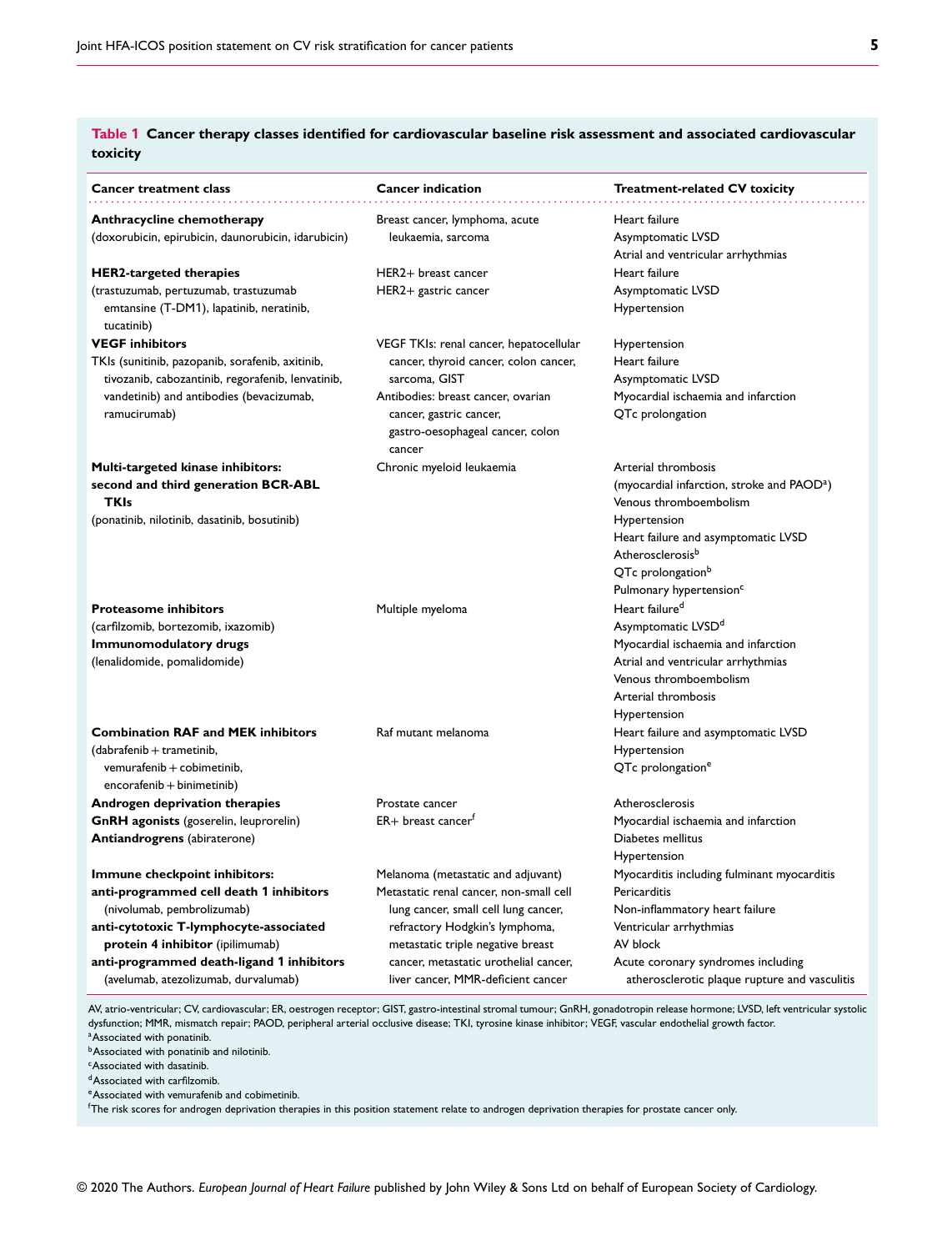**Table 1 Cancer therapy classes identified for cardiovascular baseline risk assessment and associated cardiovascular toxicity**

| Cancer treatment class | Cancer indication | Treatment-related CV toxicity |
|---|---|---|
| **Anthracycline chemotherapy** (doxorubicin, epirubicin, daunorubicin, idarubicin) | Breast cancer, lymphoma, acute leukaemia, sarcoma | Heart failure<br>Asymptomatic LVSD<br>Atrial and ventricular arrhythmias |
| **HER2-targeted therapies** (trastuzumab, pertuzumab, trastuzumab emtansine (T-DM1), lapatinib, neratinib, tucatinib) | HER2+ breast cancer<br>HER2+ gastric cancer | Heart failure<br>Asymptomatic LVSD<br>Hypertension |
| **VEGF inhibitors**<br>TKIs (sunitinib, pazopanib, sorafenib, axitinib, tivozanib, cabozantinib, regorafenib, lenvatinib, vandetinib) and antibodies (bevacizumab, ramucirumab) | VEGF TKIs: renal cancer, hepatocellular cancer, thyroid cancer, colon cancer, sarcoma, GIST<br>Antibodies: breast cancer, ovarian cancer, gastric cancer, gastro-oesophageal cancer, colon cancer | Hypertension<br>Heart failure<br>Asymptomatic LVSD<br>Myocardial ischaemia and infarction<br>QTc prolongation |
| **Multi-targeted kinase inhibitors: second and third generation BCR-ABL TKIs** (ponatinib, nilotinib, dasatinib, bosutinib) | Chronic myeloid leukaemia | Arterial thrombosis (myocardial infarction, stroke and PAOD[a])<br>Venous thromboembolism<br>Hypertension<br>Heart failure and asymptomatic LVSD<br>Atherosclerosis[b]<br>QTc prolongation[b]<br>Pulmonary hypertension[c] |
| **Proteasome inhibitors** (carfilzomib, bortezomib, ixazomib)<br>**Immunomodulatory drugs** (lenalidomide, pomalidomide) | Multiple myeloma | Heart failure[d]<br>Asymptomatic LVSD[d]<br>Myocardial ischaemia and infarction<br>Atrial and ventricular arrhythmias<br>Venous thromboembolism<br>Arterial thrombosis<br>Hypertension |
| **Combination RAF and MEK inhibitors** (dabrafenib + trametinib, vemurafenib + cobimetinib, encorafenib + binimetinib) | Raf mutant melanoma | Heart failure and asymptomatic LVSD<br>Hypertension<br>QTc prolongation[e] |
| **Androgen deprivation therapies**<br>**GnRH agonists** (goserelin, leuprorelin)<br>**Antiandrogrens** (abiraterone) | Prostate cancer<br>ER+ breast cancer[f] | Atherosclerosis<br>Myocardial ischaemia and infarction<br>Diabetes mellitus<br>Hypertension |
| **Immune checkpoint inhibitors: anti-programmed cell death 1 inhibitors** (nivolumab, pembrolizumab)<br>**anti-cytotoxic T-lymphocyte-associated protein 4 inhibitor** (ipilimumab)<br>**anti-programmed death-ligand 1 inhibitors** (avelumab, atezolizumab, durvalumab) | Melanoma (metastatic and adjuvant)<br>Metastatic renal cancer, non-small cell lung cancer, small cell lung cancer, refractory Hodgkin's lymphoma, metastatic triple negative breast cancer, metastatic urothelial cancer, liver cancer, MMR-deficient cancer | Myocarditis including fulminant myocarditis<br>Pericarditis<br>Non-inflammatory heart failure<br>Ventricular arrhythmias<br>AV block<br>Acute coronary syndromes including atherosclerotic plaque rupture and vasculitis |

AV, atrio-ventricular; CV, cardiovascular; ER, oestrogen receptor; GIST, gastro-intestinal stromal tumour; GnRH, gonadotropin release hormone; LVSD, left ventricular systolic dysfunction; MMR, mismatch repair; PAOD, peripheral arterial occlusive disease; TKI, tyrosine kinase inhibitor; VEGF, vascular endothelial growth factor.
[a]Associated with ponatinib.
[b]Associated with ponatinib and nilotinib.
[c]Associated with dasatinib.
[d]Associated with carfilzomib.
[e]Associated with vemurafenib and cobimetinib.
[f]The risk scores for androgen deprivation therapies in this position statement relate to androgen deprivation therapies for prostate cancer only.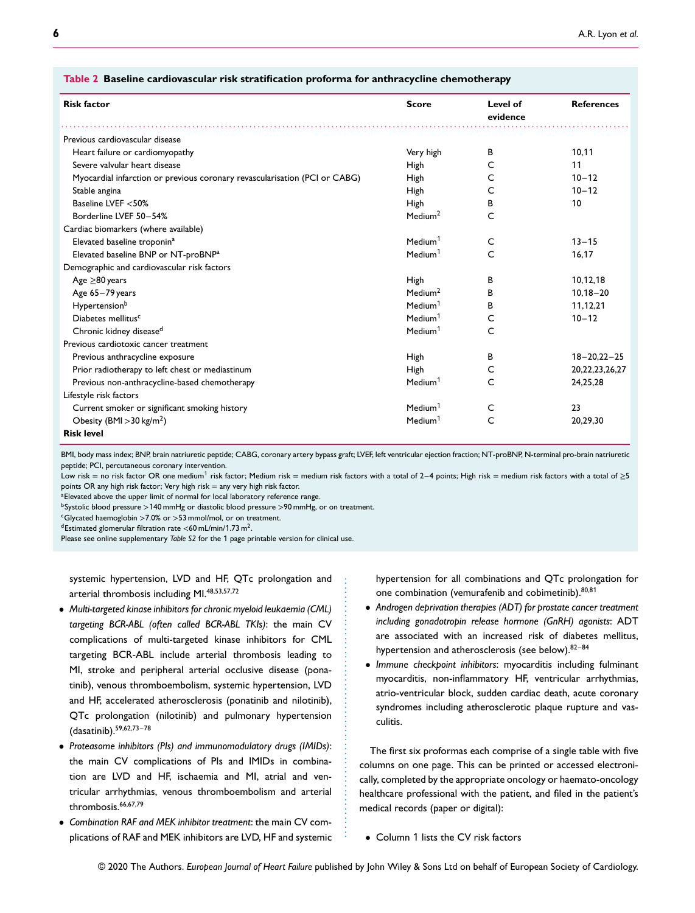**Table 2 Baseline cardiovascular risk stratification proforma for anthracycline chemotherapy**

| Risk factor | Score | Level of evidence | References |
|---|---|---|---|
| Previous cardiovascular disease | | | |
| Heart failure or cardiomyopathy | Very high | B | 10,11 |
| Severe valvular heart disease | High | C | 11 |
| Myocardial infarction or previous coronary revascularisation (PCI or CABG) | High | C | 10–12 |
| Stable angina | High | C | 10–12 |
| Baseline LVEF <50% | High | B | 10 |
| Borderline LVEF 50–54% | Medium[2] | C | |
| Cardiac biomarkers (where available) | | | |
| Elevated baseline troponin[a] | Medium[1] | C | 13–15 |
| Elevated baseline BNP or NT-proBNP[a] | Medium[1] | C | 16,17 |
| Demographic and cardiovascular risk factors | | | |
| Age ≥80 years | High | B | 10,12,18 |
| Age 65–79 years | Medium[2] | B | 10,18–20 |
| Hypertension[b] | Medium[1] | B | 11,12,21 |
| Diabetes mellitus[c] | Medium[1] | C | 10–12 |
| Chronic kidney disease[d] | Medium[1] | C | |
| Previous cardiotoxic cancer treatment | | | |
| Previous anthracycline exposure | High | B | 18–20,22–25 |
| Prior radiotherapy to left chest or mediastinum | High | C | 20,22,23,26,27 |
| Previous non-anthracycline-based chemotherapy | Medium[1] | C | 24,25,28 |
| Lifestyle risk factors | | | |
| Current smoker or significant smoking history | Medium[1] | C | 23 |
| Obesity (BMI >30 kg/m$^2$) | Medium[1] | C | 20,29,30 |
| **Risk level** | | | |

BMI, body mass index; BNP, brain natriuretic peptide; CABG, coronary artery bypass graft; LVEF, left ventricular ejection fraction; NT-proBNP, N-terminal pro-brain natriuretic peptide; PCI, percutaneous coronary intervention.

Low risk = no risk factor OR one medium[1] risk factor; Medium risk = medium risk factors with a total of 2–4 points; High risk = medium risk factors with a total of ≥5 points OR any high risk factor; Very high risk = any very high risk factor.

[a]Elevated above the upper limit of normal for local laboratory reference range.

[b]Systolic blood pressure >140 mmHg or diastolic blood pressure >90 mmHg, or on treatment.

[c]Glycated haemoglobin >7.0% or >53 mmol/mol, or on treatment.

[d]Estimated glomerular filtration rate <60 mL/min/1.73 m$^2$.

Please see online supplementary *Table S2* for the 1 page printable version for clinical use.

systemic hypertension, LVD and HF, QTc prolongation and arterial thrombosis including MI.[48,53,57,72]

- *Multi-targeted kinase inhibitors for chronic myeloid leukaemia (CML) targeting BCR-ABL (often called BCR-ABL TKIs)*: the main CV complications of multi-targeted kinase inhibitors for CML targeting BCR-ABL include arterial thrombosis leading to MI, stroke and peripheral arterial occlusive disease (ponatinib), venous thromboembolism, systemic hypertension, LVD and HF, accelerated atherosclerosis (ponatinib and nilotinib), QTc prolongation (nilotinib) and pulmonary hypertension (dasatinib).[59,62,73–78]
- *Proteasome inhibitors (PIs) and immunomodulatory drugs (IMIDs)*: the main CV complications of PIs and IMIDs in combination are LVD and HF, ischaemia and MI, atrial and ventricular arrhythmias, venous thromboembolism and arterial thrombosis.[66,67,79]
- *Combination RAF and MEK inhibitor treatment*: the main CV complications of RAF and MEK inhibitors are LVD, HF and systemic hypertension for all combinations and QTc prolongation for one combination (vemurafenib and cobimetinib).[80,81]
- *Androgen deprivation therapies (ADT) for prostate cancer treatment including gonadotropin release hormone (GnRH) agonists*: ADT are associated with an increased risk of diabetes mellitus, hypertension and atherosclerosis (see below).[82–84]
- *Immune checkpoint inhibitors*: myocarditis including fulminant myocarditis, non-inflammatory HF, ventricular arrhythmias, atrio-ventricular block, sudden cardiac death, acute coronary syndromes including atherosclerotic plaque rupture and vasculitis.

The first six proformas each comprise of a single table with five columns on one page. This can be printed or accessed electronically, completed by the appropriate oncology or haemato-oncology healthcare professional with the patient, and filed in the patient's medical records (paper or digital):

- Column 1 lists the CV risk factors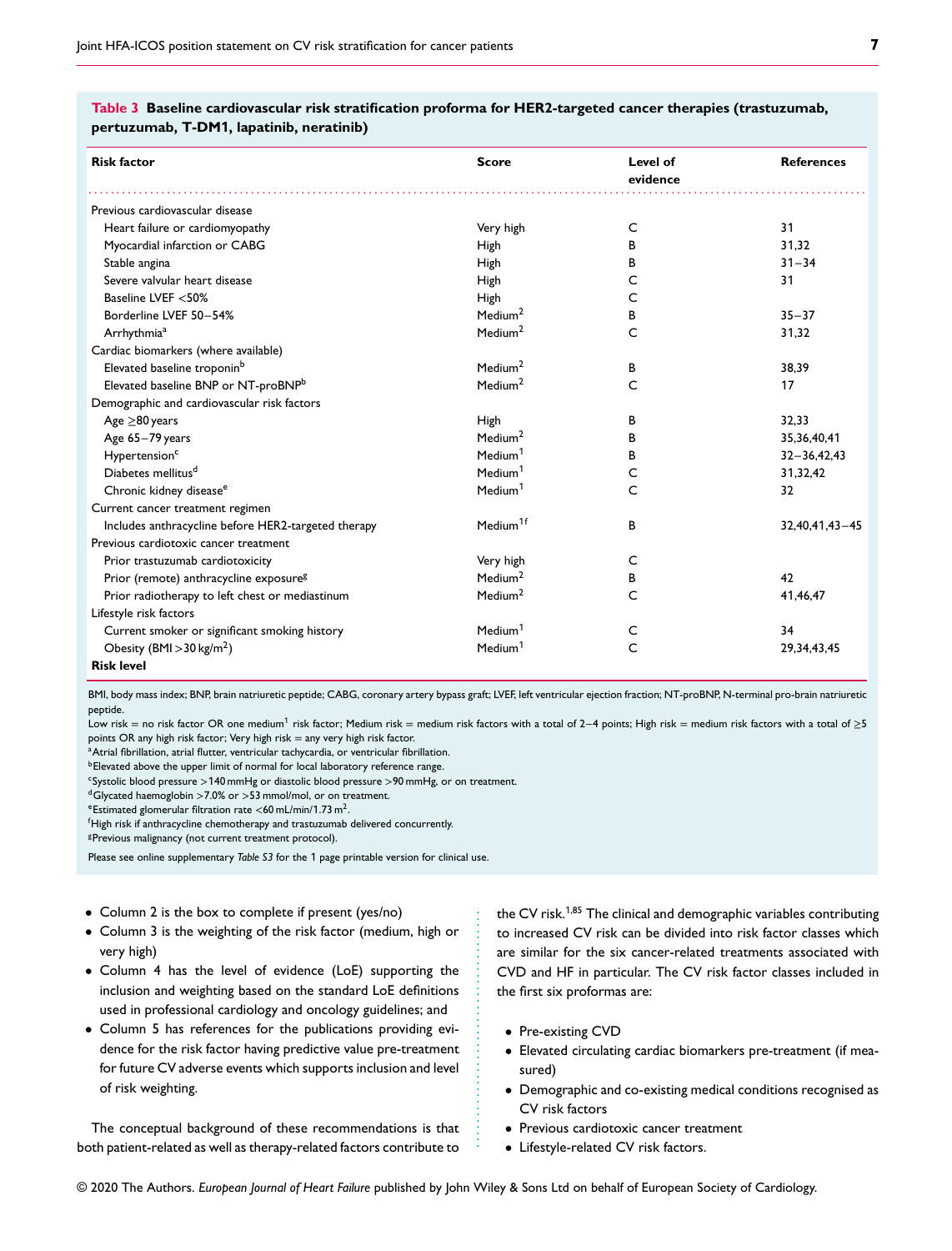**Table 3 Baseline cardiovascular risk stratification proforma for HER2-targeted cancer therapies (trastuzumab, pertuzumab, T-DM1, lapatinib, neratinib)**

| Risk factor | Score | Level of evidence | References |
|---|---|---|---|
| Previous cardiovascular disease | | | |
| Heart failure or cardiomyopathy | Very high | C | 31 |
| Myocardial infarction or CABG | High | B | 31,32 |
| Stable angina | High | B | 31–34 |
| Severe valvular heart disease | High | C | 31 |
| Baseline LVEF <50% | High | C | |
| Borderline LVEF 50–54% | Medium[2] | B | 35–37 |
| Arrhythmia[a] | Medium[2] | C | 31,32 |
| Cardiac biomarkers (where available) | | | |
| Elevated baseline troponin[b] | Medium[2] | B | 38,39 |
| Elevated baseline BNP or NT-proBNP[b] | Medium[2] | C | 17 |
| Demographic and cardiovascular risk factors | | | |
| Age ≥80 years | High | B | 32,33 |
| Age 65–79 years | Medium[2] | B | 35,36,40,41 |
| Hypertension[c] | Medium[1] | B | 32–36,42,43 |
| Diabetes mellitus[d] | Medium[1] | C | 31,32,42 |
| Chronic kidney disease[e] | Medium[1] | C | 32 |
| Current cancer treatment regimen | | | |
| Includes anthracycline before HER2-targeted therapy | Medium[1f] | B | 32,40,41,43–45 |
| Previous cardiotoxic cancer treatment | | | |
| Prior trastuzumab cardiotoxicity | Very high | C | |
| Prior (remote) anthracycline exposure[g] | Medium[2] | B | 42 |
| Prior radiotherapy to left chest or mediastinum | Medium[2] | C | 41,46,47 |
| Lifestyle risk factors | | | |
| Current smoker or significant smoking history | Medium[1] | C | 34 |
| Obesity (BMI >30 kg/m$^2$) | Medium[1] | C | 29,34,43,45 |
| **Risk level** | | | |

BMI, body mass index; BNP, brain natriuretic peptide; CABG, coronary artery bypass graft; LVEF, left ventricular ejection fraction; NT-proBNP, N-terminal pro-brain natriuretic peptide.

Low risk = no risk factor OR one medium[1] risk factor; Medium risk = medium risk factors with a total of 2–4 points; High risk = medium risk factors with a total of ≥5 points OR any high risk factor; Very high risk = any very high risk factor.

[a]Atrial fibrillation, atrial flutter, ventricular tachycardia, or ventricular fibrillation.

[b]Elevated above the upper limit of normal for local laboratory reference range.

[c]Systolic blood pressure >140 mmHg or diastolic blood pressure >90 mmHg, or on treatment.

[d]Glycated haemoglobin >7.0% or >53 mmol/mol, or on treatment.

[e]Estimated glomerular filtration rate <60 mL/min/1.73 m$^2$.

[f]High risk if anthracycline chemotherapy and trastuzumab delivered concurrently.

[g]Previous malignancy (not current treatment protocol).

Please see online supplementary *Table S3* for the 1 page printable version for clinical use.

- Column 2 is the box to complete if present (yes/no)
- Column 3 is the weighting of the risk factor (medium, high or very high)
- Column 4 has the level of evidence (LoE) supporting the inclusion and weighting based on the standard LoE definitions used in professional cardiology and oncology guidelines; and
- Column 5 has references for the publications providing evidence for the risk factor having predictive value pre-treatment for future CV adverse events which supports inclusion and level of risk weighting.

The conceptual background of these recommendations is that both patient-related as well as therapy-related factors contribute to the CV risk.[1,85] The clinical and demographic variables contributing to increased CV risk can be divided into risk factor classes which are similar for the six cancer-related treatments associated with CVD and HF in particular. The CV risk factor classes included in the first six proformas are:

- Pre-existing CVD
- Elevated circulating cardiac biomarkers pre-treatment (if measured)
- Demographic and co-existing medical conditions recognised as CV risk factors
- Previous cardiotoxic cancer treatment
- Lifestyle-related CV risk factors.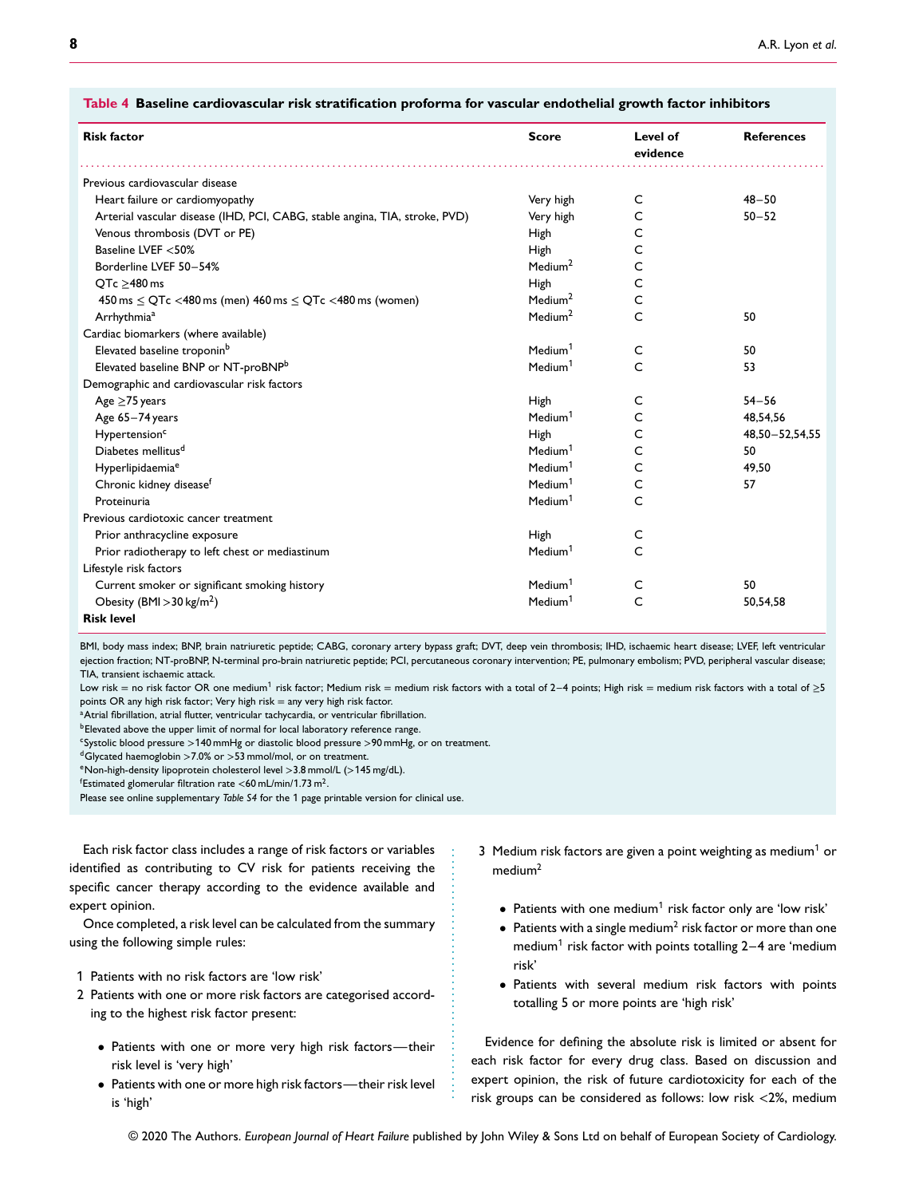**Table 4 Baseline cardiovascular risk stratification proforma for vascular endothelial growth factor inhibitors**

| Risk factor | Score | Level of evidence | References |
|---|---|---|---|
| Previous cardiovascular disease | | | |
| Heart failure or cardiomyopathy | Very high | C | 48–50 |
| Arterial vascular disease (IHD, PCI, CABG, stable angina, TIA, stroke, PVD) | Very high | C | 50–52 |
| Venous thrombosis (DVT or PE) | High | C | |
| Baseline LVEF <50% | High | C | |
| Borderline LVEF 50–54% | Medium[2] | C | |
| QTc ≥480 ms | High | C | |
| 450 ms ≤ QTc <480 ms (men) 460 ms ≤ QTc <480 ms (women) | Medium[2] | C | |
| Arrhythmia[a] | Medium[2] | C | 50 |
| Cardiac biomarkers (where available) | | | |
| Elevated baseline troponin[b] | Medium[1] | C | 50 |
| Elevated baseline BNP or NT-proBNP[b] | Medium[1] | C | 53 |
| Demographic and cardiovascular risk factors | | | |
| Age ≥75 years | High | C | 54–56 |
| Age 65–74 years | Medium[1] | C | 48,54,56 |
| Hypertension[c] | High | C | 48,50–52,54,55 |
| Diabetes mellitus[d] | Medium[1] | C | 50 |
| Hyperlipidaemia[e] | Medium[1] | C | 49,50 |
| Chronic kidney disease[f] | Medium[1] | C | 57 |
| Proteinuria | Medium[1] | C | |
| Previous cardiotoxic cancer treatment | | | |
| Prior anthracycline exposure | High | C | |
| Prior radiotherapy to left chest or mediastinum | Medium[1] | C | |
| Lifestyle risk factors | | | |
| Current smoker or significant smoking history | Medium[1] | C | 50 |
| Obesity (BMI >30 kg/m$^2$) | Medium[1] | C | 50,54,58 |
| **Risk level** | | | |

BMI, body mass index; BNP, brain natriuretic peptide; CABG, coronary artery bypass graft; DVT, deep vein thrombosis; IHD, ischaemic heart disease; LVEF, left ventricular ejection fraction; NT-proBNP, N-terminal pro-brain natriuretic peptide; PCI, percutaneous coronary intervention; PE, pulmonary embolism; PVD, peripheral vascular disease; TIA, transient ischaemic attack.

Low risk = no risk factor OR one medium[1] risk factor; Medium risk = medium risk factors with a total of 2–4 points; High risk = medium risk factors with a total of ≥5 points OR any high risk factor; Very high risk = any very high risk factor.

[a]Atrial fibrillation, atrial flutter, ventricular tachycardia, or ventricular fibrillation.

[b]Elevated above the upper limit of normal for local laboratory reference range.

[c]Systolic blood pressure >140 mmHg or diastolic blood pressure >90 mmHg, or on treatment.

[d]Glycated haemoglobin >7.0% or >53 mmol/mol, or on treatment.

[e]Non-high-density lipoprotein cholesterol level >3.8 mmol/L (>145 mg/dL).

[f]Estimated glomerular filtration rate <60 mL/min/1.73 m$^2$.

Please see online supplementary *Table S4* for the 1 page printable version for clinical use.

Each risk factor class includes a range of risk factors or variables identified as contributing to CV risk for patients receiving the specific cancer therapy according to the evidence available and expert opinion.

Once completed, a risk level can be calculated from the summary using the following simple rules:

1. Patients with no risk factors are 'low risk'
2. Patients with one or more risk factors are categorised according to the highest risk factor present:
   - Patients with one or more very high risk factors—their risk level is 'very high'
   - Patients with one or more high risk factors—their risk level is 'high'
3. Medium risk factors are given a point weighting as medium[1] or medium[2]
   - Patients with one medium[1] risk factor only are 'low risk'
   - Patients with a single medium[2] risk factor or more than one medium[1] risk factor with points totalling 2–4 are 'medium risk'
   - Patients with several medium risk factors with points totalling 5 or more points are 'high risk'

Evidence for defining the absolute risk is limited or absent for each risk factor for every drug class. Based on discussion and expert opinion, the risk of future cardiotoxicity for each of the risk groups can be considered as follows: low risk <2%, medium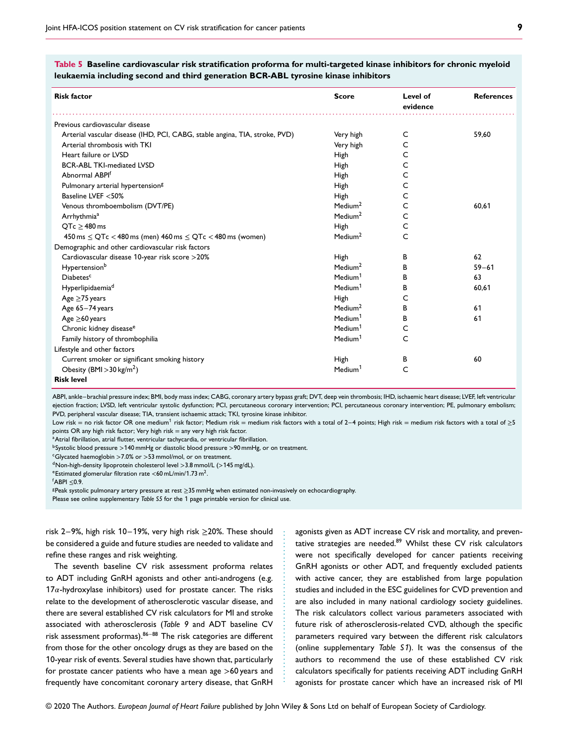**Table 5 Baseline cardiovascular risk stratification proforma for multi-targeted kinase inhibitors for chronic myeloid leukaemia including second and third generation BCR-ABL tyrosine kinase inhibitors**

| Risk factor | Score | Level of evidence | References |
|---|---|---|---|
| Previous cardiovascular disease | | | |
| Arterial vascular disease (IHD, PCI, CABG, stable angina, TIA, stroke, PVD) | Very high | C | 59,60 |
| Arterial thrombosis with TKI | Very high | C | |
| Heart failure or LVSD | High | C | |
| BCR-ABL TKI-mediated LVSD | High | C | |
| Abnormal ABPI[f] | High | C | |
| Pulmonary arterial hypertension[g] | High | C | |
| Baseline LVEF <50% | High | C | |
| Venous thromboembolism (DVT/PE) | Medium[2] | C | 60,61 |
| Arrhythmia[a] | Medium[2] | C | |
| QTc ≥ 480 ms | High | C | |
| 450 ms ≤ QTc < 480 ms (men) 460 ms ≤ QTc < 480 ms (women) | Medium[2] | C | |
| Demographic and other cardiovascular risk factors | | | |
| Cardiovascular disease 10-year risk score >20% | High | B | 62 |
| Hypertension[b] | Medium[2] | B | 59–61 |
| Diabetes[c] | Medium[1] | B | 63 |
| Hyperlipidaemia[d] | Medium[1] | B | 60,61 |
| Age ≥75 years | High | C | |
| Age 65–74 years | Medium[2] | B | 61 |
| Age ≥60 years | Medium[1] | B | 61 |
| Chronic kidney disease[e] | Medium[1] | C | |
| Family history of thrombophilia | Medium[1] | C | |
| Lifestyle and other factors | | | |
| Current smoker or significant smoking history | High | B | 60 |
| Obesity (BMI >30 kg/m$^2$) | Medium[1] | C | |
| **Risk level** | | | |

ABPI, ankle–brachial pressure index; BMI, body mass index; CABG, coronary artery bypass graft; DVT, deep vein thrombosis; IHD, ischaemic heart disease; LVEF, left ventricular ejection fraction; LVSD, left ventricular systolic dysfunction; PCI, percutaneous coronary intervention; PCI, percutaneous coronary intervention; PE, pulmonary embolism; PVD, peripheral vascular disease; TIA, transient ischaemic attack; TKI, tyrosine kinase inhibitor.

Low risk = no risk factor OR one medium[1] risk factor; Medium risk = medium risk factors with a total of 2–4 points; High risk = medium risk factors with a total of ≥5 points OR any high risk factor; Very high risk = any very high risk factor.

[a]Atrial fibrillation, atrial flutter, ventricular tachycardia, or ventricular fibrillation.

[b]Systolic blood pressure >140 mmHg or diastolic blood pressure >90 mmHg, or on treatment.

[c]Glycated haemoglobin >7.0% or >53 mmol/mol, or on treatment.

[d]Non-high-density lipoprotein cholesterol level >3.8 mmol/L (>145 mg/dL).

[e]Estimated glomerular filtration rate <60 mL/min/1.73 m$^2$.

[f]ABPI ≤0.9.

[g]Peak systolic pulmonary artery pressure at rest ≥35 mmHg when estimated non-invasively on echocardiography.

Please see online supplementary *Table S5* for the 1 page printable version for clinical use.

risk 2–9%, high risk 10–19%, very high risk ≥20%. These should be considered a guide and future studies are needed to validate and refine these ranges and risk weighting.

The seventh baseline CV risk assessment proforma relates to ADT including GnRH agonists and other anti-androgens (e.g. 17α-hydroxylase inhibitors) used for prostate cancer. The risks relate to the development of atherosclerotic vascular disease, and there are several established CV risk calculators for MI and stroke associated with atherosclerosis (*Table 9* and ADT baseline CV risk assessment proformas).[86–88] The risk categories are different from those for the other oncology drugs as they are based on the 10-year risk of events. Several studies have shown that, particularly for prostate cancer patients who have a mean age >60 years and frequently have concomitant coronary artery disease, that GnRH agonists given as ADT increase CV risk and mortality, and preventative strategies are needed.[89] Whilst these CV risk calculators were not specifically developed for cancer patients receiving GnRH agonists or other ADT, and frequently excluded patients with active cancer, they are established from large population studies and included in the ESC guidelines for CVD prevention and are also included in many national cardiology society guidelines. The risk calculators collect various parameters associated with future risk of atherosclerosis-related CVD, although the specific parameters required vary between the different risk calculators (online supplementary *Table S1*). It was the consensus of the authors to recommend the use of these established CV risk calculators specifically for patients receiving ADT including GnRH agonists for prostate cancer which have an increased risk of MI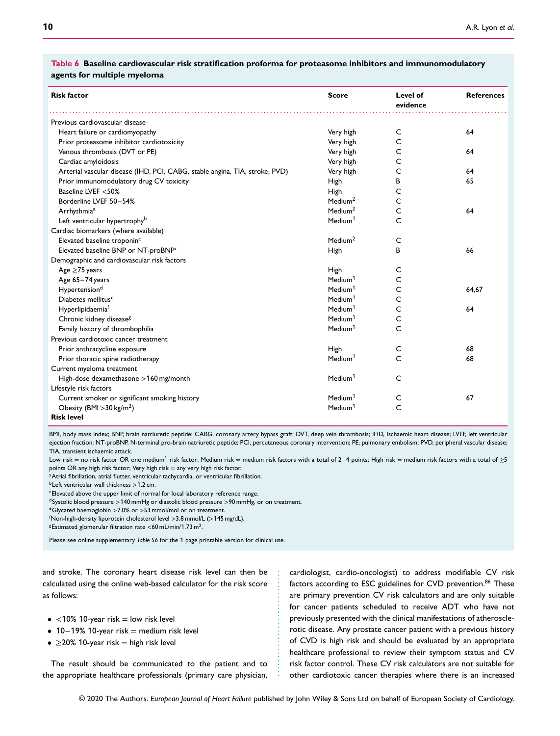**Table 6 Baseline cardiovascular risk stratification proforma for proteasome inhibitors and immunomodulatory agents for multiple myeloma**

| Risk factor | Score | Level of evidence | References |
|---|---|---|---|
| Previous cardiovascular disease | | | |
| Heart failure or cardiomyopathy | Very high | C | 64 |
| Prior proteasome inhibitor cardiotoxicity | Very high | C | |
| Venous thrombosis (DVT or PE) | Very high | C | 64 |
| Cardiac amyloidosis | Very high | C | |
| Arterial vascular disease (IHD, PCI, CABG, stable angina, TIA, stroke, PVD) | Very high | C | 64 |
| Prior immunomodulatory drug CV toxicity | High | B | 65 |
| Baseline LVEF <50% | High | C | |
| Borderline LVEF 50–54% | Medium[2] | C | |
| Arrhythmia[a] | Medium[2] | C | 64 |
| Left ventricular hypertrophy[b] | Medium[1] | C | |
| Cardiac biomarkers (where available) | | | |
| Elevated baseline troponin[c] | Medium[2] | C | |
| Elevated baseline BNP or NT-proBNP[c] | High | B | 66 |
| Demographic and cardiovascular risk factors | | | |
| Age ≥75 years | High | C | |
| Age 65–74 years | Medium[1] | C | |
| Hypertension[d] | Medium[1] | C | 64,67 |
| Diabetes mellitus[e] | Medium[1] | C | |
| Hyperlipidaemia[f] | Medium[1] | C | 64 |
| Chronic kidney disease[g] | Medium[1] | C | |
| Family history of thrombophilia | Medium[1] | C | |
| Previous cardiotoxic cancer treatment | | | |
| Prior anthracycline exposure | High | C | 68 |
| Prior thoracic spine radiotherapy | Medium[1] | C | 68 |
| Current myeloma treatment | | | |
| High-dose dexamethasone >160 mg/month | Medium[1] | C | |
| Lifestyle risk factors | | | |
| Current smoker or significant smoking history | Medium[1] | C | 67 |
| Obesity (BMI >30 kg/m$^2$) | Medium[1] | C | |
| **Risk level** | | | |

BMI, body mass index; BNP, brain natriuretic peptide; CABG, coronary artery bypass graft; DVT, deep vein thrombosis; IHD, Ischaemic heart disease; LVEF, left ventricular ejection fraction; NT-proBNP, N-terminal pro-brain natriuretic peptide; PCI, percutaneous coronary intervention; PE, pulmonary embolism; PVD, peripheral vascular disease; TIA, transient ischaemic attack.

Low risk = no risk factor OR one medium[1] risk factor; Medium risk = medium risk factors with a total of 2–4 points; High risk = medium risk factors with a total of ≥5 points OR any high risk factor; Very high risk = any very high risk factor.

[a]Atrial fibrillation, atrial flutter, ventricular tachycardia, or ventricular fibrillation.

[b]Left ventricular wall thickness >1.2 cm.

[c]Elevated above the upper limit of normal for local laboratory reference range.

[d]Systolic blood pressure >140 mmHg or diastolic blood pressure >90 mmHg, or on treatment.

[e]Glycated haemoglobin >7.0% or >53 mmol/mol or on treatment.

[f]Non-high-density liporotein cholesterol level >3.8 mmol/L (>145 mg/dL).

[g]Estimated glomerular filtration rate <60 mL/min/1.73 m$^2$.

Please see online supplementary *Table S6* for the 1 page printable version for clinical use.

and stroke. The coronary heart disease risk level can then be calculated using the online web-based calculator for the risk score as follows:

- <10% 10-year risk = low risk level
- 10–19% 10-year risk = medium risk level
- ≥20% 10-year risk = high risk level

The result should be communicated to the patient and to the appropriate healthcare professionals (primary care physician, cardiologist, cardio-oncologist) to address modifiable CV risk factors according to ESC guidelines for CVD prevention.[86] These are primary prevention CV risk calculators and are only suitable for cancer patients scheduled to receive ADT who have not previously presented with the clinical manifestations of atherosclerotic disease. Any prostate cancer patient with a previous history of CVD is high risk and should be evaluated by an appropriate healthcare professional to review their symptom status and CV risk factor control. These CV risk calculators are not suitable for other cardiotoxic cancer therapies where there is an increased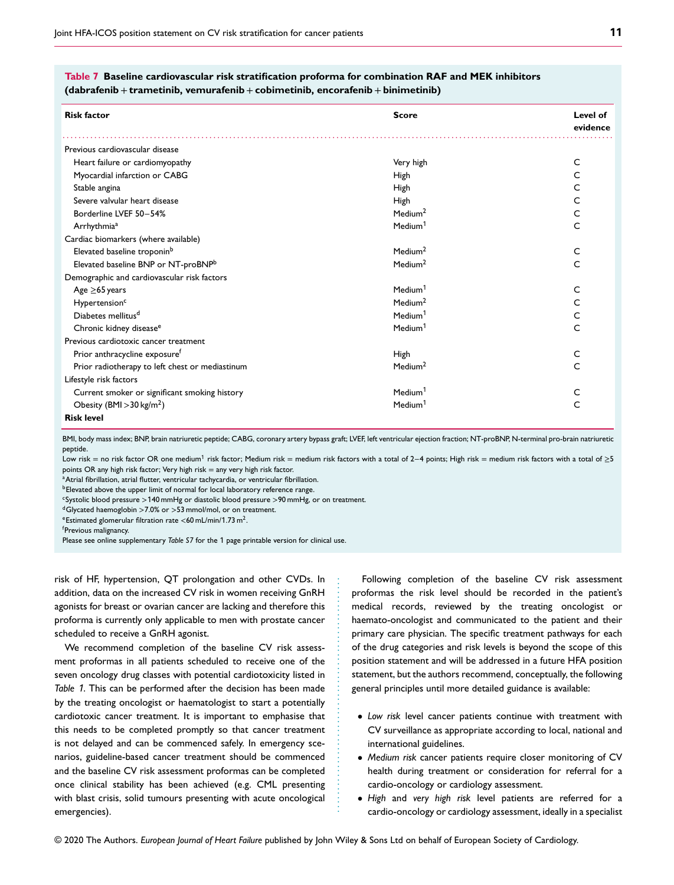**Table 7 Baseline cardiovascular risk stratification proforma for combination RAF and MEK inhibitors (dabrafenib + trametinib, vemurafenib + cobimetinib, encorafenib + binimetinib)**

| Risk factor | Score | Level of evidence |
|---|---|---|
| Previous cardiovascular disease | | |
| Heart failure or cardiomyopathy | Very high | C |
| Myocardial infarction or CABG | High | C |
| Stable angina | High | C |
| Severe valvular heart disease | High | C |
| Borderline LVEF 50–54% | Medium[2] | C |
| Arrhythmia[a] | Medium[1] | C |
| Cardiac biomarkers (where available) | | |
| Elevated baseline troponin[b] | Medium[2] | C |
| Elevated baseline BNP or NT-proBNP[b] | Medium[2] | C |
| Demographic and cardiovascular risk factors | | |
| Age ≥65 years | Medium[1] | C |
| Hypertension[c] | Medium[2] | C |
| Diabetes mellitus[d] | Medium[1] | C |
| Chronic kidney disease[e] | Medium[1] | C |
| Previous cardiotoxic cancer treatment | | |
| Prior anthracycline exposure[f] | High | C |
| Prior radiotherapy to left chest or mediastinum | Medium[2] | C |
| Lifestyle risk factors | | |
| Current smoker or significant smoking history | Medium[1] | C |
| Obesity (BMI >30 kg/m$^2$) | Medium[1] | C |
| **Risk level** | | |

BMI, body mass index; BNP, brain natriuretic peptide; CABG, coronary artery bypass graft; LVEF, left ventricular ejection fraction; NT-proBNP, N-terminal pro-brain natriuretic peptide.

Low risk = no risk factor OR one medium[1] risk factor; Medium risk = medium risk factors with a total of 2–4 points; High risk = medium risk factors with a total of ≥5 points OR any high risk factor; Very high risk = any very high risk factor.

[a]Atrial fibrillation, atrial flutter, ventricular tachycardia, or ventricular fibrillation.

[b]Elevated above the upper limit of normal for local laboratory reference range.

[c]Systolic blood pressure >140 mmHg or diastolic blood pressure >90 mmHg, or on treatment.

[d]Glycated haemoglobin >7.0% or >53 mmol/mol, or on treatment.

[e]Estimated glomerular filtration rate <60 mL/min/1.73 m$^2$.

[f]Previous malignancy.

Please see online supplementary *Table S7* for the 1 page printable version for clinical use.

risk of HF, hypertension, QT prolongation and other CVDs. In addition, data on the increased CV risk in women receiving GnRH agonists for breast or ovarian cancer are lacking and therefore this proforma is currently only applicable to men with prostate cancer scheduled to receive a GnRH agonist.

We recommend completion of the baseline CV risk assessment proformas in all patients scheduled to receive one of the seven oncology drug classes with potential cardiotoxicity listed in *Table 1*. This can be performed after the decision has been made by the treating oncologist or haematologist to start a potentially cardiotoxic cancer treatment. It is important to emphasise that this needs to be completed promptly so that cancer treatment is not delayed and can be commenced safely. In emergency scenarios, guideline-based cancer treatment should be commenced and the baseline CV risk assessment proformas can be completed once clinical stability has been achieved (e.g. CML presenting with blast crisis, solid tumours presenting with acute oncological emergencies).

Following completion of the baseline CV risk assessment proformas the risk level should be recorded in the patient's medical records, reviewed by the treating oncologist or haemato-oncologist and communicated to the patient and their primary care physician. The specific treatment pathways for each of the drug categories and risk levels is beyond the scope of this position statement and will be addressed in a future HFA position statement, but the authors recommend, conceptually, the following general principles until more detailed guidance is available:

- *Low risk* level cancer patients continue with treatment with CV surveillance as appropriate according to local, national and international guidelines.
- *Medium risk* cancer patients require closer monitoring of CV health during treatment or consideration for referral for a cardio-oncology or cardiology assessment.
- *High* and *very high risk* level patients are referred for a cardio-oncology or cardiology assessment, ideally in a specialist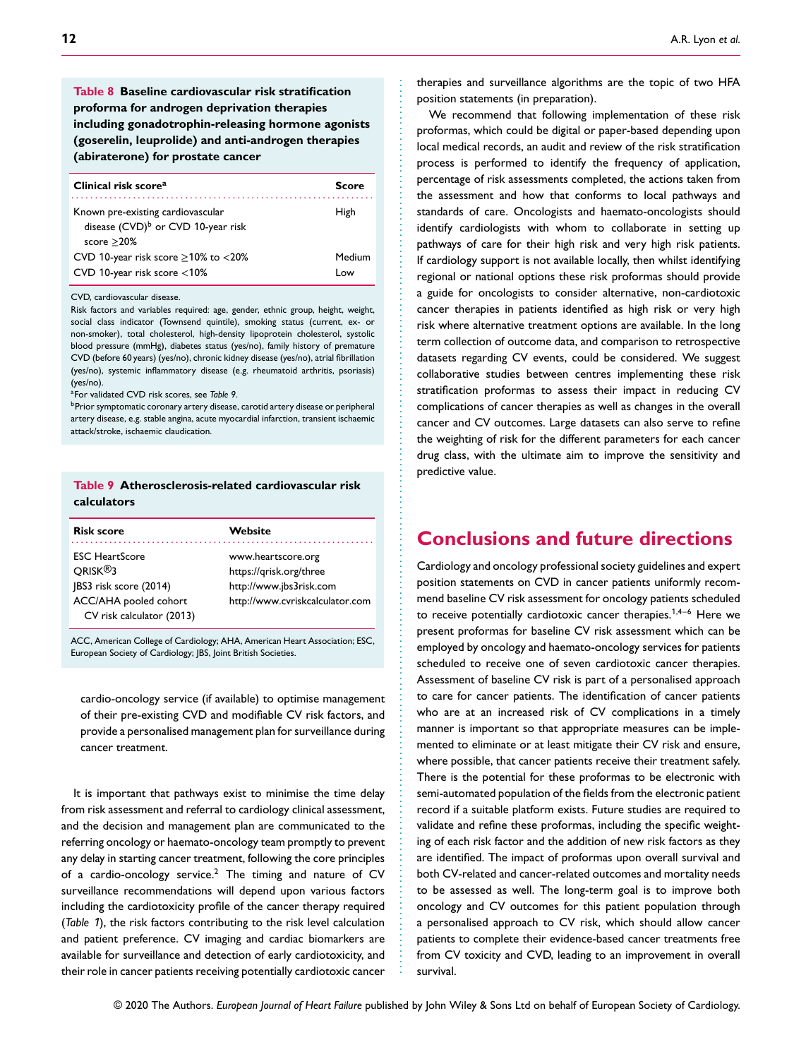**Table 8 Baseline cardiovascular risk stratification proforma for androgen deprivation therapies including gonadotrophin-releasing hormone agonists (goserelin, leuprolide) and anti-androgen therapies (abiraterone) for prostate cancer**

| Clinical risk score[a] | Score |
|---|---|
| Known pre-existing cardiovascular disease (CVD)[b] or CVD 10-year risk score ≥20% | High |
| CVD 10-year risk score ≥10% to <20% | Medium |
| CVD 10-year risk score <10% | Low |

CVD, cardiovascular disease.

Risk factors and variables required: age, gender, ethnic group, height, weight, social class indicator (Townsend quintile), smoking status (current, ex- or non-smoker), total cholesterol, high-density lipoprotein cholesterol, systolic blood pressure (mmHg), diabetes status (yes/no), family history of premature CVD (before 60 years) (yes/no), chronic kidney disease (yes/no), atrial fibrillation (yes/no), systemic inflammatory disease (e.g. rheumatoid arthritis, psoriasis) (yes/no).

[a]For validated CVD risk scores, see *Table 9*.

[b]Prior symptomatic coronary artery disease, carotid artery disease or peripheral artery disease, e.g. stable angina, acute myocardial infarction, transient ischaemic attack/stroke, ischaemic claudication.

**Table 9 Atherosclerosis-related cardiovascular risk calculators**

| Risk score | Website |
|---|---|
| ESC HeartScore | www.heartscore.org |
| QRISK®3 | https://qrisk.org/three |
| JBS3 risk score (2014) | http://www.jbs3risk.com |
| ACC/AHA pooled cohort CV risk calculator (2013) | http://www.cvriskcalculator.com |

ACC, American College of Cardiology; AHA, American Heart Association; ESC, European Society of Cardiology; JBS, Joint British Societies.

cardio-oncology service (if available) to optimise management of their pre-existing CVD and modifiable CV risk factors, and provide a personalised management plan for surveillance during cancer treatment.

It is important that pathways exist to minimise the time delay from risk assessment and referral to cardiology clinical assessment, and the decision and management plan are communicated to the referring oncology or haemato-oncology team promptly to prevent any delay in starting cancer treatment, following the core principles of a cardio-oncology service.[2] The timing and nature of CV surveillance recommendations will depend upon various factors including the cardiotoxicity profile of the cancer therapy required (*Table 1*), the risk factors contributing to the risk level calculation and patient preference. CV imaging and cardiac biomarkers are available for surveillance and detection of early cardiotoxicity, and their role in cancer patients receiving potentially cardiotoxic cancer therapies and surveillance algorithms are the topic of two HFA position statements (in preparation).

We recommend that following implementation of these risk proformas, which could be digital or paper-based depending upon local medical records, an audit and review of the risk stratification process is performed to identify the frequency of application, percentage of risk assessments completed, the actions taken from the assessment and how that conforms to local pathways and standards of care. Oncologists and haemato-oncologists should identify cardiologists with whom to collaborate in setting up pathways of care for their high risk and very high risk patients. If cardiology support is not available locally, then whilst identifying regional or national options these risk proformas should provide a guide for oncologists to consider alternative, non-cardiotoxic cancer therapies in patients identified as high risk or very high risk where alternative treatment options are available. In the long term collection of outcome data, and comparison to retrospective datasets regarding CV events, could be considered. We suggest collaborative studies between centres implementing these risk stratification proformas to assess their impact in reducing CV complications of cancer therapies as well as changes in the overall cancer and CV outcomes. Large datasets can also serve to refine the weighting of risk for the different parameters for each cancer drug class, with the ultimate aim to improve the sensitivity and predictive value.

## Conclusions and future directions

Cardiology and oncology professional society guidelines and expert position statements on CVD in cancer patients uniformly recommend baseline CV risk assessment for oncology patients scheduled to receive potentially cardiotoxic cancer therapies.[1,4–6] Here we present proformas for baseline CV risk assessment which can be employed by oncology and haemato-oncology services for patients scheduled to receive one of seven cardiotoxic cancer therapies. Assessment of baseline CV risk is part of a personalised approach to care for cancer patients. The identification of cancer patients who are at an increased risk of CV complications in a timely manner is important so that appropriate measures can be implemented to eliminate or at least mitigate their CV risk and ensure, where possible, that cancer patients receive their treatment safely. There is the potential for these proformas to be electronic with semi-automated population of the fields from the electronic patient record if a suitable platform exists. Future studies are required to validate and refine these proformas, including the specific weighting of each risk factor and the addition of new risk factors as they are identified. The impact of proformas upon overall survival and both CV-related and cancer-related outcomes and mortality needs to be assessed as well. The long-term goal is to improve both oncology and CV outcomes for this patient population through a personalised approach to CV risk, which should allow cancer patients to complete their evidence-based cancer treatments free from CV toxicity and CVD, leading to an improvement in overall survival.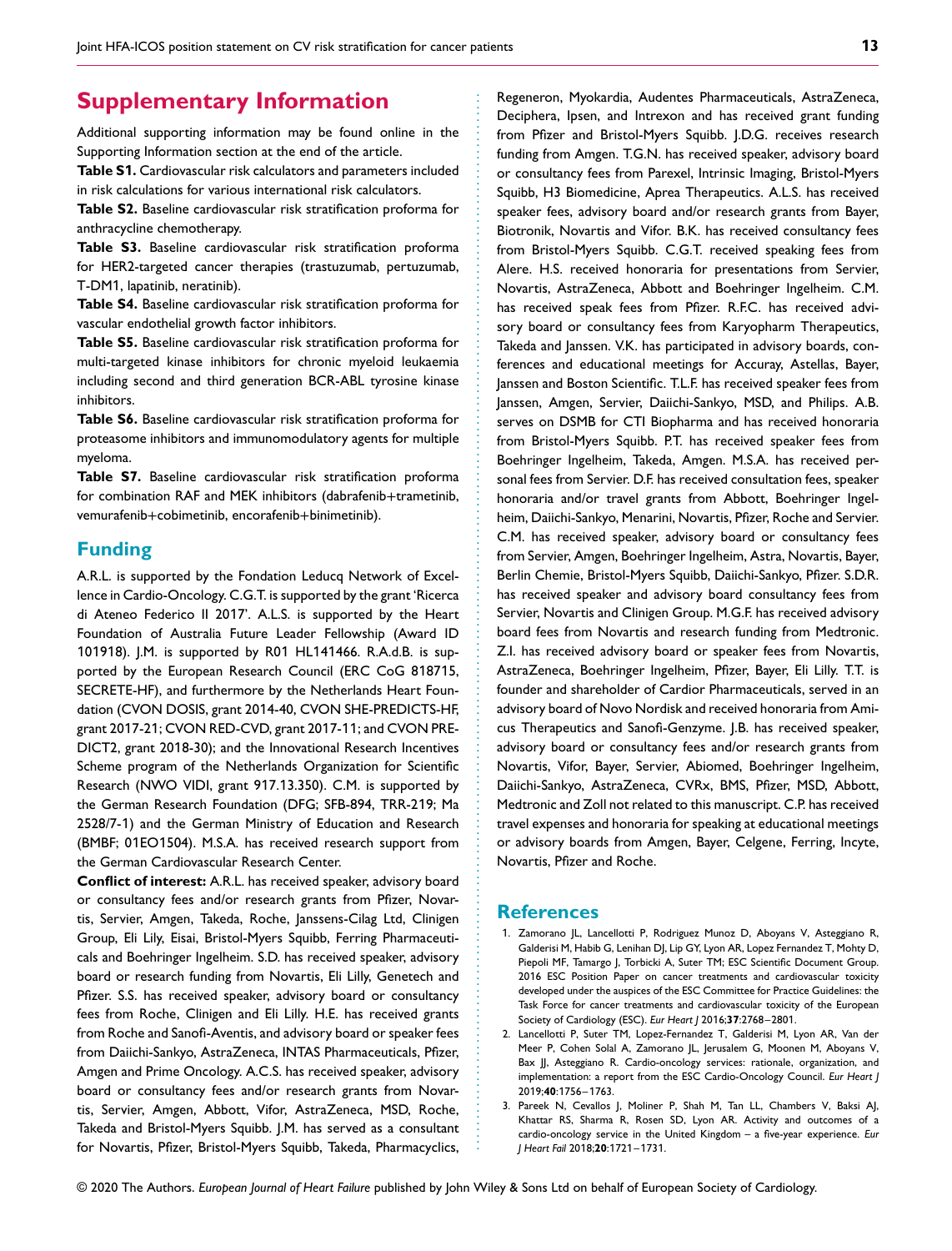## Supplementary Information

Additional supporting information may be found online in the Supporting Information section at the end of the article.

**Table S1.** Cardiovascular risk calculators and parameters included in risk calculations for various international risk calculators.

**Table S2.** Baseline cardiovascular risk stratification proforma for anthracycline chemotherapy.

**Table S3.** Baseline cardiovascular risk stratification proforma for HER2-targeted cancer therapies (trastuzumab, pertuzumab, T-DM1, lapatinib, neratinib).

**Table S4.** Baseline cardiovascular risk stratification proforma for vascular endothelial growth factor inhibitors.

**Table S5.** Baseline cardiovascular risk stratification proforma for multi-targeted kinase inhibitors for chronic myeloid leukaemia including second and third generation BCR-ABL tyrosine kinase inhibitors.

**Table S6.** Baseline cardiovascular risk stratification proforma for proteasome inhibitors and immunomodulatory agents for multiple myeloma.

**Table S7.** Baseline cardiovascular risk stratification proforma for combination RAF and MEK inhibitors (dabrafenib+trametinib, vemurafenib+cobimetinib, encorafenib+binimetinib).

## Funding

A.R.L. is supported by the Fondation Leducq Network of Excellence in Cardio-Oncology. C.G.T. is supported by the grant 'Ricerca di Ateneo Federico II 2017'. A.L.S. is supported by the Heart Foundation of Australia Future Leader Fellowship (Award ID 101918). J.M. is supported by R01 HL141466. R.A.d.B. is supported by the European Research Council (ERC CoG 818715, SECRETE-HF), and furthermore by the Netherlands Heart Foundation (CVON DOSIS, grant 2014-40, CVON SHE-PREDICTS-HF, grant 2017-21; CVON RED-CVD, grant 2017-11; and CVON PREDICT2, grant 2018-30); and the Innovational Research Incentives Scheme program of the Netherlands Organization for Scientific Research (NWO VIDI, grant 917.13.350). C.M. is supported by the German Research Foundation (DFG; SFB-894, TRR-219; Ma 2528/7-1) and the German Ministry of Education and Research (BMBF; 01EO1504). M.S.A. has received research support from the German Cardiovascular Research Center.

**Conflict of interest:** A.R.L. has received speaker, advisory board or consultancy fees and/or research grants from Pfizer, Novartis, Servier, Amgen, Takeda, Roche, Janssens-Cilag Ltd, Clinigen Group, Eli Lily, Eisai, Bristol-Myers Squibb, Ferring Pharmaceuticals and Boehringer Ingelheim. S.D. has received speaker, advisory board or research funding from Novartis, Eli Lilly, Genetech and Pfizer. S.S. has received speaker, advisory board or consultancy fees from Roche, Clinigen and Eli Lilly. H.E. has received grants from Roche and Sanofi-Aventis, and advisory board or speaker fees from Daiichi-Sankyo, AstraZeneca, INTAS Pharmaceuticals, Pfizer, Amgen and Prime Oncology. A.C.S. has received speaker, advisory board or consultancy fees and/or research grants from Novartis, Servier, Amgen, Abbott, Vifor, AstraZeneca, MSD, Roche, Takeda and Bristol-Myers Squibb. J.M. has served as a consultant for Novartis, Pfizer, Bristol-Myers Squibb, Takeda, Pharmacyclics, Regeneron, Myokardia, Audentes Pharmaceuticals, AstraZeneca, Deciphera, Ipsen, and Intrexon and has received grant funding from Pfizer and Bristol-Myers Squibb. J.D.G. receives research funding from Amgen. T.G.N. has received speaker, advisory board or consultancy fees from Parexel, Intrinsic Imaging, Bristol-Myers Squibb, H3 Biomedicine, Aprea Therapeutics. A.L.S. has received speaker fees, advisory board and/or research grants from Bayer, Biotronik, Novartis and Vifor. B.K. has received consultancy fees from Bristol-Myers Squibb. C.G.T. received speaking fees from Alere. H.S. received honoraria for presentations from Servier, Novartis, AstraZeneca, Abbott and Boehringer Ingelheim. C.M. has received speak fees from Pfizer. R.F.C. has received advisory board or consultancy fees from Karyopharm Therapeutics, Takeda and Janssen. V.K. has participated in advisory boards, conferences and educational meetings for Accuray, Astellas, Bayer, Janssen and Boston Scientific. T.L.F. has received speaker fees from Janssen, Amgen, Servier, Daiichi-Sankyo, MSD, and Philips. A.B. serves on DSMB for CTI Biopharma and has received honoraria from Bristol-Myers Squibb. P.T. has received speaker fees from Boehringer Ingelheim, Takeda, Amgen. M.S.A. has received personal fees from Servier. D.F. has received consultation fees, speaker honoraria and/or travel grants from Abbott, Boehringer Ingelheim, Daiichi-Sankyo, Menarini, Novartis, Pfizer, Roche and Servier. C.M. has received speaker, advisory board or consultancy fees from Servier, Amgen, Boehringer Ingelheim, Astra, Novartis, Bayer, Berlin Chemie, Bristol-Myers Squibb, Daiichi-Sankyo, Pfizer. S.D.R. has received speaker and advisory board consultancy fees from Servier, Novartis and Clinigen Group. M.G.F. has received advisory board fees from Novartis and research funding from Medtronic. Z.I. has received advisory board or speaker fees from Novartis, AstraZeneca, Boehringer Ingelheim, Pfizer, Bayer, Eli Lilly. T.T. is founder and shareholder of Cardior Pharmaceuticals, served in an advisory board of Novo Nordisk and received honoraria from Amicus Therapeutics and Sanofi-Genzyme. J.B. has received speaker, advisory board or consultancy fees and/or research grants from Novartis, Vifor, Bayer, Servier, Abiomed, Boehringer Ingelheim, Daiichi-Sankyo, AstraZeneca, CVRx, BMS, Pfizer, MSD, Abbott, Medtronic and Zoll not related to this manuscript. C.P. has received travel expenses and honoraria for speaking at educational meetings or advisory boards from Amgen, Bayer, Celgene, Ferring, Incyte, Novartis, Pfizer and Roche.

## References

1. Zamorano JL, Lancellotti P, Rodriguez Munoz D, Aboyans V, Asteggiano R, Galderisi M, Habib G, Lenihan DJ, Lip GY, Lyon AR, Lopez Fernandez T, Mohty D, Piepoli MF, Tamargo J, Torbicki A, Suter TM; ESC Scientific Document Group. 2016 ESC Position Paper on cancer treatments and cardiovascular toxicity developed under the auspices of the ESC Committee for Practice Guidelines: the Task Force for cancer treatments and cardiovascular toxicity of the European Society of Cardiology (ESC). *Eur Heart J* 2016;**37**:2768–2801.
2. Lancellotti P, Suter TM, Lopez-Fernandez T, Galderisi M, Lyon AR, Van der Meer P, Cohen Solal A, Zamorano JL, Jerusalem G, Moonen M, Aboyans V, Bax JJ, Asteggiano R. Cardio-oncology services: rationale, organization, and implementation: a report from the ESC Cardio-Oncology Council. *Eur Heart J* 2019;**40**:1756–1763.
3. Pareek N, Cevallos J, Moliner P, Shah M, Tan LL, Chambers V, Baksi AJ, Khattar RS, Sharma R, Rosen SD, Lyon AR. Activity and outcomes of a cardio-oncology service in the United Kingdom – a five-year experience. *Eur J Heart Fail* 2018;**20**:1721–1731.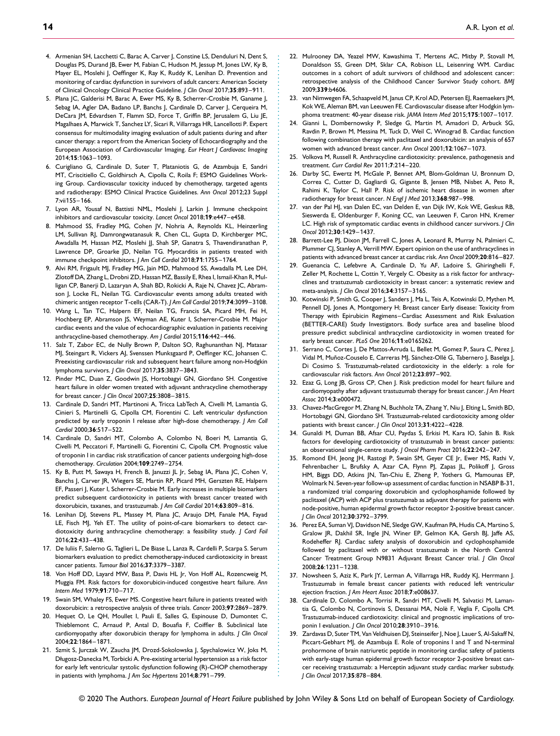4. Armenian SH, Lacchetti C, Barac A, Carver J, Constine LS, Denduluri N, Dent S, Douglas PS, Durand JB, Ewer M, Fabian C, Hudson M, Jessup M, Jones LW, Ky B, Mayer EL, Moslehi J, Oeffinger K, Ray K, Ruddy K, Lenihan D. Prevention and monitoring of cardiac dysfunction in survivors of adult cancers: American Society of Clinical Oncology Clinical Practice Guideline. *J Clin Oncol* 2017;**35**:893–911.
5. Plana JC, Galderisi M, Barac A, Ewer MS, Ky B, Scherrer-Crosbie M, Ganame J, Sebag IA, Agler DA, Badano LP, Banchs J, Cardinale D, Carver J, Cerqueira M, DeCara JM, Edvardsen T, Flamm SD, Force T, Griffin BP, Jerusalem G, Liu JE, Magalhaes A, Marwick T, Sanchez LY, Sicari R, Villarraga HR, Lancellotti P. Expert consensus for multimodality imaging evaluation of adult patients during and after cancer therapy: a report from the American Society of Echocardiography and the European Association of Cardiovascular Imaging. *Eur Heart J Cardiovasc Imaging* 2014;**15**:1063–1093.
6. Curigliano G, Cardinale D, Suter T, Plataniotis G, de Azambuja E, Sandri MT, Criscitiello C, Goldhirsch A, Cipolla C, Roila F; ESMO Guidelines Working Group. Cardiovascular toxicity induced by chemotherapy, targeted agents and radiotherapy: ESMO Clinical Practice Guidelines. *Ann Oncol* 2012;23 Suppl 7:vii155–166.
7. Lyon AR, Yousaf N, Battisti NML, Moslehi J, Larkin J. Immune checkpoint inhibitors and cardiovascular toxicity. *Lancet Oncol* 2018;**19**:e447–e458.
8. Mahmood SS, Fradley MG, Cohen JV, Nohria A, Reynolds KL, Heinzerling LM, Sullivan RJ, Damrongwatanasuk R, Chen CL, Gupta D, Kirchberger MC, Awadalla M, Hassan MZ, Moslehi JJ, Shah SP, Ganatra S, Thavendiranathan P, Lawrence DP, Groarke JD, Neilan TG. Myocarditis in patients treated with immune checkpoint inhibitors. *J Am Coll Cardiol* 2018;**71**:1755–1764.
9. Alvi RM, Frigault MJ, Fradley MG, Jain MD, Mahmood SS, Awadalla M, Lee DH, Zlotoff DA, Zhang L, Drobni ZD, Hassan MZ, Bassily E, Rhea I, Ismail-Khan R, Mulligan CP, Banerji D, Lazaryan A, Shah BD, Rokicki A, Raje N, Chavez JC, Abramson J, Locke FL, Neilan TG. Cardiovascular events among adults treated with chimeric antigen receptor T-cells (CAR-T). *J Am Coll Cardiol* 2019;**74**:3099–3108.
10. Wang L, Tan TC, Halpern EF, Neilan TG, Francis SA, Picard MH, Fei H, Hochberg EP, Abramson JS, Weyman AE, Kuter I, Scherrer-Crosbie M. Major cardiac events and the value of echocardiographic evaluation in patients receiving anthracycline-based chemotherapy. *Am J Cardiol* 2015;**116**:442–446.
11. Salz T, Zabor EC, de Nully Brown P, Dalton SO, Raghunathan NJ, Matasar MJ, Steingart R, Vickers AJ, Svenssen Munksgaard P, Oeffinger KC, Johansen C. Preexisting cardiovascular risk and subsequent heart failure among non-Hodgkin lymphoma survivors. *J Clin Oncol* 2017;**35**:3837–3843.
12. Pinder MC, Duan Z, Goodwin JS, Hortobagyi GN, Giordano SH. Congestive heart failure in older women treated with adjuvant anthracycline chemotherapy for breast cancer. *J Clin Oncol* 2007;**25**:3808–3815.
13. Cardinale D, Sandri MT, Martinoni A, Tricca LabTech A, Civelli M, Lamantia G, Cinieri S, Martinelli G, Cipolla CM, Fiorentini C. Left ventricular dysfunction predicted by early troponin I release after high-dose chemotherapy. *J Am Coll Cardiol* 2000;**36**:517–522.
14. Cardinale D, Sandri MT, Colombo A, Colombo N, Boeri M, Lamantia G, Civelli M, Peccatori F, Martinelli G, Fiorentini C, Cipolla CM. Prognostic value of troponin I in cardiac risk stratification of cancer patients undergoing high-dose chemotherapy. *Circulation* 2004;**109**:2749–2754.
15. Ky B, Putt M, Sawaya H, French B, Januzzi JL Jr, Sebag IA, Plana JC, Cohen V, Banchs J, Carver JR, Wiegers SE, Martin RP, Picard MH, Gerszten RE, Halpern EF, Passeri J, Kuter I, Scherrer-Crosbie M. Early increases in multiple biomarkers predict subsequent cardiotoxicity in patients with breast cancer treated with doxorubicin, taxanes, and trastuzumab. *J Am Coll Cardiol* 2014;**63**:809–816.
16. Lenihan DJ, Stevens PL, Massey M, Plana JC, Araujo DM, Fanale MA, Fayad LE, Fisch MJ, Yeh ET. The utility of point-of-care biomarkers to detect cardiotoxicity during anthracycline chemotherapy: a feasibility study. *J Card Fail* 2016;**22**:433–438.
17. De Iuliis F, Salerno G, Taglieri L, De Biase L, Lanza R, Cardelli P, Scarpa S. Serum biomarkers evaluation to predict chemotherapy-induced cardiotoxicity in breast cancer patients. *Tumour Biol* 2016;**37**:3379–3387.
18. Von Hoff DD, Layard MW, Basa P, Davis HL Jr, Von Hoff AL, Rozencweig M, Muggia FM. Risk factors for doxorubicin-induced congestive heart failure. *Ann Intern Med* 1979;**91**:710–717.
19. Swain SM, Whaley FS, Ewer MS. Congestive heart failure in patients treated with doxorubicin: a retrospective analysis of three trials. *Cancer* 2003;**97**:2869–2879.
20. Hequet O, Le QH, Moullet I, Pauli E, Salles G, Espinouse D, Dumontet C, Thieblemont C, Arnaud P, Antal D, Bouafia F, Coiffier B. Subclinical late cardiomyopathy after doxorubicin therapy for lymphoma in adults. *J Clin Oncol* 2004;**22**:1864–1871.
21. Szmit S, Jurczak W, Zaucha JM, Drozd-Sokolowska J, Spychalowicz W, Joks M, Długosz-Danecka M, Torbicki A. Pre-existing arterial hypertension as a risk factor for early left ventricular systolic dysfunction following (R)-CHOP chemotherapy in patients with lymphoma. *J Am Soc Hypertens* 2014;**8**:791–799.
22. Mulrooney DA, Yeazel MW, Kawashima T, Mertens AC, Mitby P, Stovall M, Donaldson SS, Green DM, Sklar CA, Robison LL, Leisenring WM. Cardiac outcomes in a cohort of adult survivors of childhood and adolescent cancer: retrospective analysis of the Childhood Cancer Survivor Study cohort. *BMJ* 2009;**339**:b4606.
23. van Nimwegen FA, Schaapveld M, Janus CP, Krol AD, Petersen EJ, Raemaekers JM, Kok WE, Aleman BM, van Leeuwen FE. Cardiovascular disease after Hodgkin lymphoma treatment: 40-year disease risk. *JAMA Intern Med* 2015;**175**:1007–1017.
24. Gianni L, Dombernowsky P, Sledge G, Martin M, Amadori D, Arbuck SG, Ravdin P, Brown M, Messina M, Tuck D, Weil C, Winograd B. Cardiac function following combination therapy with paclitaxel and doxorubicin: an analysis of 657 women with advanced breast cancer. *Ann Oncol* 2001;**12**:1067–1073.
25. Volkova M, Russell R. Anthracycline cardiotoxicity: prevalence, pathogenesis and treatment. *Curr Cardiol Rev* 2011;**7**:214–220.
26. Darby SC, Ewertz M, McGale P, Bennet AM, Blom-Goldman U, Bronnum D, Correa C, Cutter D, Gagliardi G, Gigante B, Jensen MB, Nisbet A, Peto R, Rahimi K, Taylor C, Hall P. Risk of ischemic heart disease in women after radiotherapy for breast cancer. *N Engl J Med* 2013;**368**:987–998.
27. van der Pal HJ, van Dalen EC, van Delden E, van Dijk IW, Kok WE, Geskus RB, Sieswerda E, Oldenburger F, Koning CC, van Leeuwen F, Caron HN, Kremer LC. High risk of symptomatic cardiac events in childhood cancer survivors. *J Clin Oncol* 2012;**30**:1429–1437.
28. Barrett-Lee PJ, Dixon JM, Farrell C, Jones A, Leonard R, Murray N, Palmieri C, Plummer CJ, Stanley A, Verrill MW. Expert opinion on the use of anthracyclines in patients with advanced breast cancer at cardiac risk. *Ann Oncol* 2009;**20**:816–827.
29. Guenancia C, Lefebvre A, Cardinale D, Yu AF, Ladoire S, Ghiringhelli F, Zeller M, Rochette L, Cottin Y, Vergely C. Obesity as a risk factor for anthracyclines and trastuzumab cardiotoxicity in breast cancer: a systematic review and meta-analysis. *J Clin Oncol* 2016;**34**:3157–3165.
30. Kotwinski P, Smith G, Cooper J, Sanders J, Ma L, Teis A, Kotwinski D, Mythen M, Pennell DJ, Jones A, Montgomery H; Breast cancer Early disease: Toxicity from Therapy with Epirubicin Regimens–Cardiac Assessment and Risk Evaluation (BETTER-CARE) Study Investigators. Body surface area and baseline blood pressure predict subclinical anthracycline cardiotoxicity in women treated for early breast cancer. *PLoS One* 2016;**11**:e0165262.
31. Serrano C, Cortes J, De Mattos-Arruda L, Bellet M, Gomez P, Saura C, Pérez J, Vidal M, Muñoz-Couselo E, Carreras MJ, Sánchez-Ollé G, Tabernero J, Baselga J, Di Cosimo S. Trastuzumab-related cardiotoxicity in the elderly: a role for cardiovascular risk factors. *Ann Oncol* 2012;**23**:897–902.
32. Ezaz G, Long JB, Gross CP, Chen J. Risk prediction model for heart failure and cardiomyopathy after adjuvant trastuzumab therapy for breast cancer. *J Am Heart Assoc* 2014;**3**:e000472.
33. Chavez-MacGregor M, Zhang N, Buchholz TA, Zhang Y, Niu J, Elting L, Smith BD, Hortobagyi GN, Giordano SH. Trastuzumab-related cardiotoxicity among older patients with breast cancer. *J Clin Oncol* 2013;**31**:4222–4228.
34. Gunaldi M, Duman BB, Afsar CU, Paydas S, Erkisi M, Kara IO, Sahin B. Risk factors for developing cardiotoxicity of trastuzumab in breast cancer patients: an observational single-centre study. *J Oncol Pharm Pract* 2016;**22**:242–247.
35. Romond EH, Jeong JH, Rastogi P, Swain SM, Geyer CE Jr, Ewer MS, Rathi V, Fehrenbacher L, Brufsky A, Azar CA, Flynn PJ, Zapas JL, Polikoff J, Gross HM, Biggs DD, Atkins JN, Tan-Chiu E, Zheng P, Yothers G, Mamounas EP, Wolmark N. Seven-year follow-up assessment of cardiac function in NSABP B-31, a randomized trial comparing doxorubicin and cyclophosphamide followed by paclitaxel (ACP) with ACP plus trastuzumab as adjuvant therapy for patients with node-positive, human epidermal growth factor receptor 2-positive breast cancer. *J Clin Oncol* 2012;**30**:3792–3799.
36. Perez EA, Suman VJ, Davidson NE, Sledge GW, Kaufman PA, Hudis CA, Martino S, Gralow JR, Dakhil SR, Ingle JN, Winer EP, Gelmon KA, Gersh BJ, Jaffe AS, Rodeheffer RJ. Cardiac safety analysis of doxorubicin and cyclophosphamide followed by paclitaxel with or without trastuzumab in the North Central Cancer Treatment Group N9831 Adjuvant Breast Cancer trial. *J Clin Oncol* 2008;**26**:1231–1238.
37. Nowsheen S, Aziz K, Park JY, Lerman A, Villarraga HR, Ruddy KJ, Herrmann J. Trastuzumab in female breast cancer patients with reduced left ventricular ejection fraction. *J Am Heart Assoc* 2018;**7**:e008637.
38. Cardinale D, Colombo A, Torrisi R, Sandri MT, Civelli M, Salvatici M, Lamantia G, Colombo N, Cortinovis S, Dessanai MA, Nolè F, Veglia F, Cipolla CM. Trastuzumab-induced cardiotoxicity: clinical and prognostic implications of troponin I evaluation. *J Clin Oncol* 2010;**28**:3910–3916.
39. Zardavas D, Suter TM, Van Veldhuisen DJ, Steinseifer J, Noe J, Lauer S, Al-Sakaff N, Piccart-Gebhart MJ, de Azambuja E. Role of troponins I and T and N-terminal prohormone of brain natriuretic peptide in monitoring cardiac safety of patients with early-stage human epidermal growth factor receptor 2-positive breast cancer receiving trastuzumab: a Herceptin adjuvant study cardiac marker substudy. *J Clin Oncol* 2017;**35**:878–884.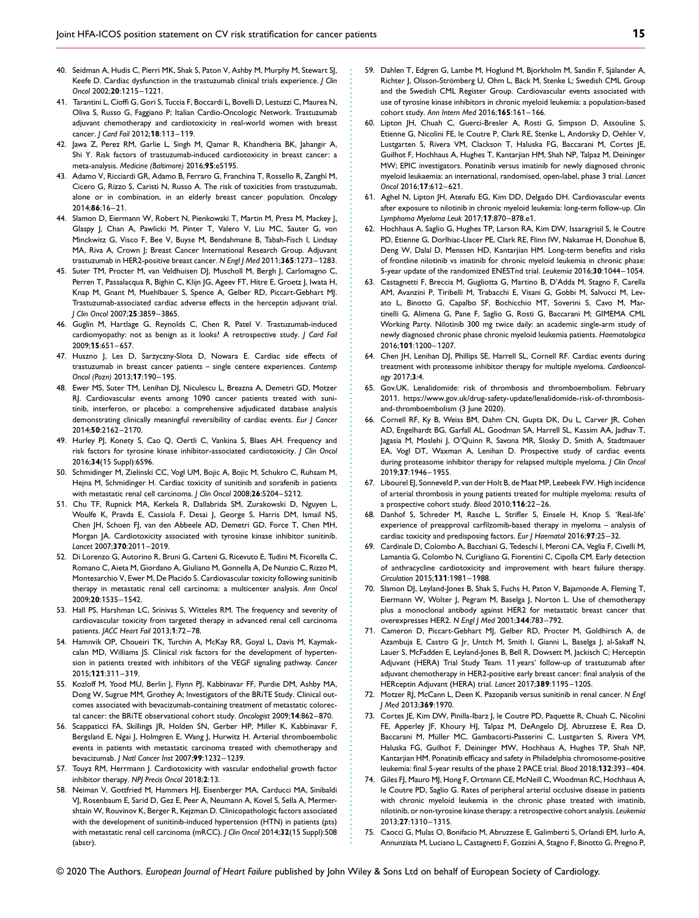40. Seidman A, Hudis C, Pierri MK, Shak S, Paton V, Ashby M, Murphy M, Stewart SJ, Keefe D. Cardiac dysfunction in the trastuzumab clinical trials experience. *J Clin Oncol* 2002;**20**:1215–1221.
41. Tarantini L, Cioffi G, Gori S, Tuccia F, Boccardi L, Bovelli D, Lestuzzi C, Maurea N, Oliva S, Russo G, Faggiano P; Italian Cardio-Oncologic Network. Trastuzumab adjuvant chemotherapy and cardiotoxicity in real-world women with breast cancer. *J Card Fail* 2012;**18**:113–119.
42. Jawa Z, Perez RM, Garlie L, Singh M, Qamar R, Khandheria BK, Jahangir A, Shi Y. Risk factors of trastuzumab-induced cardiotoxicity in breast cancer: a meta-analysis. *Medicine (Baltimore)* 2016;**95**:e5195.
43. Adamo V, Ricciardi GR, Adamo B, Ferraro G, Franchina T, Rossello R, Zanghi M, Cicero G, Rizzo S, Caristi N, Russo A. The risk of toxicities from trastuzumab, alone or in combination, in an elderly breast cancer population. *Oncology* 2014;**86**:16–21.
44. Slamon D, Eiermann W, Robert N, Pienkowski T, Martin M, Press M, Mackey J, Glaspy J, Chan A, Pawlicki M, Pinter T, Valero V, Liu MC, Sauter G, von Minckwitz G, Visco F, Bee V, Buyse M, Bendahmane B, Tabah-Fisch I, Lindsay MA, Riva A, Crown J; Breast Cancer International Research Group. Adjuvant trastuzumab in HER2-positive breast cancer. *N Engl J Med* 2011;**365**:1273–1283.
45. Suter TM, Procter M, van Veldhuisen DJ, Muscholl M, Bergh J, Carlomagno C, Perren T, Passalacqua R, Bighin C, Klijn JG, Ageev FT, Hitre E, Groetz J, Iwata H, Knap M, Gnant M, Muehlbauer S, Spence A, Gelber RD, Piccart-Gebhart MJ. Trastuzumab-associated cardiac adverse effects in the herceptin adjuvant trial. *J Clin Oncol* 2007;**25**:3859–3865.
46. Guglin M, Hartlage G, Reynolds C, Chen R, Patel V. Trastuzumab-induced cardiomyopathy: not as benign as it looks? A retrospective study. *J Card Fail* 2009;**15**:651–657.
47. Huszno J, Les D, Sarzyczny-Slota D, Nowara E. Cardiac side effects of trastuzumab in breast cancer patients – single centere experiences. *Contemp Oncol (Pozn)* 2013;**17**:190–195.
48. Ewer MS, Suter TM, Lenihan DJ, Niculescu L, Breazna A, Demetri GD, Motzer RJ. Cardiovascular events among 1090 cancer patients treated with sunitinib, interferon, or placebo: a comprehensive adjudicated database analysis demonstrating clinically meaningful reversibility of cardiac events. *Eur J Cancer* 2014;**50**:2162–2170.
49. Hurley PJ, Konety S, Cao Q, Oertli C, Vankina S, Blaes AH. Frequency and risk factors for tyrosine kinase inhibitor-associated cardiotoxicity. *J Clin Oncol* 2016;**34**(15 Suppl):6596.
50. Schmidinger M, Zielinski CC, Vogl UM, Bojic A, Bojic M, Schukro C, Ruhsam M, Hejna M, Schmidinger H. Cardiac toxicity of sunitinib and sorafenib in patients with metastatic renal cell carcinoma. *J Clin Oncol* 2008;**26**:5204–5212.
51. Chu TF, Rupnick MA, Kerkela R, Dallabrida SM, Zurakowski D, Nguyen L, Woulfe K, Pravda E, Cassiola F, Desai J, George S, Harris DM, Ismail NS, Chen JH, Schoen FJ, van den Abbeele AD, Demetri GD, Force T, Chen MH, Morgan JA. Cardiotoxicity associated with tyrosine kinase inhibitor sunitinib. *Lancet* 2007;**370**:2011–2019.
52. Di Lorenzo G, Autorino R, Bruni G, Carteni G, Ricevuto E, Tudini M, Ficorella C, Romano C, Aieta M, Giordano A, Giuliano M, Gonnella A, De Nunzio C, Rizzo M, Montesarchio V, Ewer M, De Placido S. Cardiovascular toxicity following sunitinib therapy in metastatic renal cell carcinoma: a multicenter analysis. *Ann Oncol* 2009;**20**:1535–1542.
53. Hall PS, Harshman LC, Srinivas S, Witteles RM. The frequency and severity of cardiovascular toxicity from targeted therapy in advanced renal cell carcinoma patients. *JACC Heart Fail* 2013;**1**:72–78.
54. Hamnvik OP, Choueiri TK, Turchin A, McKay RR, Goyal L, Davis M, Kaymakcalan MD, Williams JS. Clinical risk factors for the development of hypertension in patients treated with inhibitors of the VEGF signaling pathway. *Cancer* 2015;**121**:311–319.
55. Kozloff M, Yood MU, Berlin J, Flynn PJ, Kabbinavar FF, Purdie DM, Ashby MA, Dong W, Sugrue MM, Grothey A; Investigators of the BRiTE Study. Clinical outcomes associated with bevacizumab-containing treatment of metastatic colorectal cancer: the BRiTE observational cohort study. *Oncologist* 2009;**14**:862–870.
56. Scappaticci FA, Skillings JR, Holden SN, Gerber HP, Miller K, Kabbinavar F, Bergsland E, Ngai J, Holmgren E, Wang J, Hurwitz H. Arterial thromboembolic events in patients with metastatic carcinoma treated with chemotherapy and bevacizumab. *J Natl Cancer Inst* 2007;**99**:1232–1239.
57. Touyz RM, Herrmann J. Cardiotoxicity with vascular endothelial growth factor inhibitor therapy. *NPJ Precis Oncol* 2018;**2**:13.
58. Neiman V, Gottfried M, Hammers HJ, Eisenberger MA, Carducci MA, Sinibaldi VJ, Rosenbaum E, Sarid D, Gez E, Peer A, Neumann A, Kovel S, Sella A, Mermershtain W, Rouvinov K, Berger R, Kejzman D. Clinicopathologic factors associated with the development of sunitinib-induced hypertension (HTN) in patients (pts) with metastatic renal cell carcinoma (mRCC). *J Clin Oncol* 2014;**32**(15 Suppl):508 (abstr).
59. Dahlen T, Edgren G, Lambe M, Hoglund M, Bjorkholm M, Sandin F, Själander A, Richter J, Olsson-Strömberg U, Ohm L, Bäck M, Stenke L; Swedish CML Group and the Swedish CML Register Group. Cardiovascular events associated with use of tyrosine kinase inhibitors in chronic myeloid leukemia: a population-based cohort study. *Ann Intern Med* 2016;**165**:161–166.
60. Lipton JH, Chuah C, Guerci-Bresler A, Rosti G, Simpson D, Assouline S, Etienne G, Nicolini FE, le Coutre P, Clark RE, Stenke L, Andorsky D, Oehler V, Lustgarten S, Rivera VM, Clackson T, Haluska FG, Baccarani M, Cortes JE, Guilhot F, Hochhaus A, Hughes T, Kantarjian HM, Shah NP, Talpaz M, Deininger MW; EPIC investigators. Ponatinib versus imatinib for newly diagnosed chronic myeloid leukaemia: an international, randomised, open-label, phase 3 trial. *Lancet Oncol* 2016;**17**:612–621.
61. Aghel N, Lipton JH, Atenafu EG, Kim DD, Delgado DH. Cardiovascular events after exposure to nilotinib in chronic myeloid leukemia: long-term follow-up. *Clin Lymphoma Myeloma Leuk* 2017;**17**:870–878.e1.
62. Hochhaus A, Saglio G, Hughes TP, Larson RA, Kim DW, Issaragrisil S, le Coutre PD, Etienne G, Dorlhiac-Llacer PE, Clark RE, Flinn IW, Nakamae H, Donohue B, Deng W, Dalal D, Menssen HD, Kantarjian HM. Long-term benefits and risks of frontline nilotinib vs imatinib for chronic myeloid leukemia in chronic phase: 5-year update of the randomized ENESTnd trial. *Leukemia* 2016;**30**:1044–1054.
63. Castagnetti F, Breccia M, Gugliotta G, Martino B, D'Adda M, Stagno F, Carella AM, Avanzini P, Tiribelli M, Trabacchi E, Visani G, Gobbi M, Salvucci M, Levato L, Binotto G, Capalbo SF, Bochicchio MT, Soverini S, Cavo M, Martinelli G, Alimena G, Pane F, Saglio G, Rosti G, Baccarani M; GIMEMA CML Working Party. Nilotinib 300 mg twice daily: an academic single-arm study of newly diagnosed chronic phase chronic myeloid leukemia patients. *Haematologica* 2016;**101**:1200–1207.
64. Chen JH, Lenihan DJ, Phillips SE, Harrell SL, Cornell RF. Cardiac events during treatment with proteasome inhibitor therapy for multiple myeloma. *Cardiooncology* 2017;**3**:4.
65. Gov.UK. Lenalidomide: risk of thrombosis and thromboembolism. February 2011. https://www.gov.uk/drug-safety-update/lenalidomide-risk-of-thrombosis-and-thromboembolism (3 June 2020).
66. Cornell RF, Ky B, Weiss BM, Dahm CN, Gupta DK, Du L, Carver JR, Cohen AD, Engelhardt BG, Garfall AL, Goodman SA, Harrell SL, Kassim AA, Jadhav T, Jagasia M, Moslehi J, O'Quinn R, Savona MR, Slosky D, Smith A, Stadtmauer EA, Vogl DT, Waxman A, Lenihan D. Prospective study of cardiac events during proteasome inhibitor therapy for relapsed multiple myeloma. *J Clin Oncol* 2019;**37**:1946–1955.
67. Libourel EJ, Sonneveld P, van der Holt B, de Maat MP, Leebeek FW. High incidence of arterial thrombosis in young patients treated for multiple myeloma: results of a prospective cohort study. *Blood* 2010;**116**:22–26.
68. Danhof S, Schreder M, Rasche L, Strifler S, Einsele H, Knop S. 'Real-life' experience of preapproval carfilzomib-based therapy in myeloma – analysis of cardiac toxicity and predisposing factors. *Eur J Haematol* 2016;**97**:25–32.
69. Cardinale D, Colombo A, Bacchiani G, Tedeschi I, Meroni CA, Veglia F, Civelli M, Lamantia G, Colombo N, Curigliano G, Fiorentini C, Cipolla CM. Early detection of anthracycline cardiotoxicity and improvement with heart failure therapy. *Circulation* 2015;**131**:1981–1988.
70. Slamon DJ, Leyland-Jones B, Shak S, Fuchs H, Paton V, Bajamonde A, Fleming T, Eiermann W, Wolter J, Pegram M, Baselga J, Norton L. Use of chemotherapy plus a monoclonal antibody against HER2 for metastatic breast cancer that overexpresses HER2. *N Engl J Med* 2001;**344**:783–792.
71. Cameron D, Piccart-Gebhart MJ, Gelber RD, Procter M, Goldhirsch A, de Azambuja E, Castro G Jr, Untch M, Smith I, Gianni L, Baselga J, al-Sakaff N, Lauer S, McFadden E, Leyland-Jones B, Bell R, Dowsett M, Jackisch C; Herceptin Adjuvant (HERA) Trial Study Team. 11 years' follow-up of trastuzumab after adjuvant chemotherapy in HER2-positive early breast cancer: final analysis of the HERceptin Adjuvant (HERA) trial. *Lancet* 2017;**389**:1195–1205.
72. Motzer RJ, McCann L, Deen K. Pazopanib versus sunitinib in renal cancer. *N Engl J Med* 2013;**369**:1970.
73. Cortes JE, Kim DW, Pinilla-Ibarz J, le Coutre PD, Paquette R, Chuah C, Nicolini FE, Apperley JF, Khoury HJ, Talpaz M, DeAngelo DJ, Abruzzese E, Rea D, Baccarani M, Müller MC, Gambacorti-Passerini C, Lustgarten S, Rivera VM, Haluska FG, Guilhot F, Deininger MW, Hochhaus A, Hughes TP, Shah NP, Kantarjian HM. Ponatinib efficacy and safety in Philadelphia chromosome-positive leukemia: final 5-year results of the phase 2 PACE trial. *Blood* 2018;**132**:393–404.
74. Giles FJ, Mauro MJ, Hong F, Ortmann CE, McNeill C, Woodman RC, Hochhaus A, le Coutre PD, Saglio G. Rates of peripheral arterial occlusive disease in patients with chronic myeloid leukemia in the chronic phase treated with imatinib, nilotinib, or non-tyrosine kinase therapy: a retrospective cohort analysis. *Leukemia* 2013;**27**:1310–1315.
75. Caocci G, Mulas O, Bonifacio M, Abruzzese E, Galimberti S, Orlandi EM, Iurlo A, Annunziata M, Luciano L, Castagnetti F, Gozzini A, Stagno F, Binotto G, Pregno P,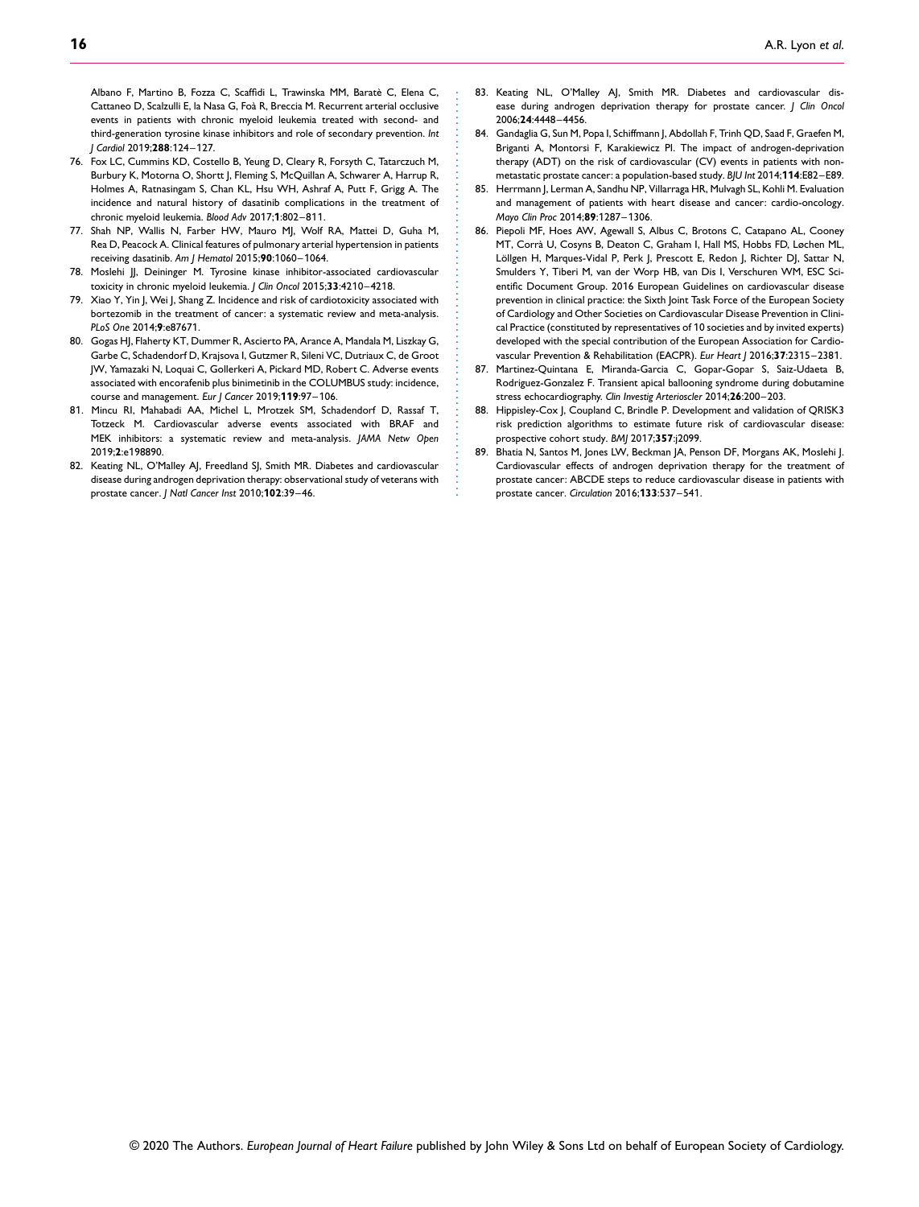Albano F, Martino B, Fozza C, Scaffidi L, Trawinska MM, Baratè C, Elena C, Cattaneo D, Scalzulli E, la Nasa G, Foà R, Breccia M. Recurrent arterial occlusive events in patients with chronic myeloid leukemia treated with second- and third-generation tyrosine kinase inhibitors and role of secondary prevention. *Int J Cardiol* 2019;**288**:124–127.

76. Fox LC, Cummins KD, Costello B, Yeung D, Cleary R, Forsyth C, Tatarczuch M, Burbury K, Motorna O, Shortt J, Fleming S, McQuillan A, Schwarer A, Harrup R, Holmes A, Ratnasingam S, Chan KL, Hsu WH, Ashraf A, Putt F, Grigg A. The incidence and natural history of dasatinib complications in the treatment of chronic myeloid leukemia. *Blood Adv* 2017;**1**:802–811.
77. Shah NP, Wallis N, Farber HW, Mauro MJ, Wolf RA, Mattei D, Guha M, Rea D, Peacock A. Clinical features of pulmonary arterial hypertension in patients receiving dasatinib. *Am J Hematol* 2015;**90**:1060–1064.
78. Moslehi JJ, Deininger M. Tyrosine kinase inhibitor-associated cardiovascular toxicity in chronic myeloid leukemia. *J Clin Oncol* 2015;**33**:4210–4218.
79. Xiao Y, Yin J, Wei J, Shang Z. Incidence and risk of cardiotoxicity associated with bortezomib in the treatment of cancer: a systematic review and meta-analysis. *PLoS One* 2014;**9**:e87671.
80. Gogas HJ, Flaherty KT, Dummer R, Ascierto PA, Arance A, Mandala M, Liszkay G, Garbe C, Schadendorf D, Krajsova I, Gutzmer R, Sileni VC, Dutriaux C, de Groot JW, Yamazaki N, Loquai C, Gollerkeri A, Pickard MD, Robert C. Adverse events associated with encorafenib plus binimetinib in the COLUMBUS study: incidence, course and management. *Eur J Cancer* 2019;**119**:97–106.
81. Mincu RI, Mahabadi AA, Michel L, Mrotzek SM, Schadendorf D, Rassaf T, Totzeck M. Cardiovascular adverse events associated with BRAF and MEK inhibitors: a systematic review and meta-analysis. *JAMA Netw Open* 2019;**2**:e198890.
82. Keating NL, O'Malley AJ, Freedland SJ, Smith MR. Diabetes and cardiovascular disease during androgen deprivation therapy: observational study of veterans with prostate cancer. *J Natl Cancer Inst* 2010;**102**:39–46.
83. Keating NL, O'Malley AJ, Smith MR. Diabetes and cardiovascular disease during androgen deprivation therapy for prostate cancer. *J Clin Oncol* 2006;**24**:4448–4456.
84. Gandaglia G, Sun M, Popa I, Schiffmann J, Abdollah F, Trinh QD, Saad F, Graefen M, Briganti A, Montorsi F, Karakiewicz PI. The impact of androgen-deprivation therapy (ADT) on the risk of cardiovascular (CV) events in patients with non-metastatic prostate cancer: a population-based study. *BJU Int* 2014;**114**:E82–E89.
85. Herrmann J, Lerman A, Sandhu NP, Villarraga HR, Mulvagh SL, Kohli M. Evaluation and management of patients with heart disease and cancer: cardio-oncology. *Mayo Clin Proc* 2014;**89**:1287–1306.
86. Piepoli MF, Hoes AW, Agewall S, Albus C, Brotons C, Catapano AL, Cooney MT, Corrà U, Cosyns B, Deaton C, Graham I, Hall MS, Hobbs FD, Løchen ML, Löllgen H, Marques-Vidal P, Perk J, Prescott E, Redon J, Richter DJ, Sattar N, Smulders Y, Tiberi M, van der Worp HB, van Dis I, Verschuren WM, ESC Scientific Document Group. 2016 European Guidelines on cardiovascular disease prevention in clinical practice: the Sixth Joint Task Force of the European Society of Cardiology and Other Societies on Cardiovascular Disease Prevention in Clinical Practice (constituted by representatives of 10 societies and by invited experts) developed with the special contribution of the European Association for Cardiovascular Prevention & Rehabilitation (EACPR). *Eur Heart J* 2016;**37**:2315–2381.
87. Martinez-Quintana E, Miranda-Garcia C, Gopar-Gopar S, Saiz-Udaeta B, Rodriguez-Gonzalez F. Transient apical ballooning syndrome during dobutamine stress echocardiography. *Clin Investig Arterioscler* 2014;**26**:200–203.
88. Hippisley-Cox J, Coupland C, Brindle P. Development and validation of QRISK3 risk prediction algorithms to estimate future risk of cardiovascular disease: prospective cohort study. *BMJ* 2017;**357**:j2099.
89. Bhatia N, Santos M, Jones LW, Beckman JA, Penson DF, Morgans AK, Moslehi J. Cardiovascular effects of androgen deprivation therapy for the treatment of prostate cancer: ABCDE steps to reduce cardiovascular disease in patients with prostate cancer. *Circulation* 2016;**133**:537–541.

© 2020 The Authors. *European Journal of Heart Failure* published by John Wiley & Sons Ltd on behalf of European Society of Cardiology.